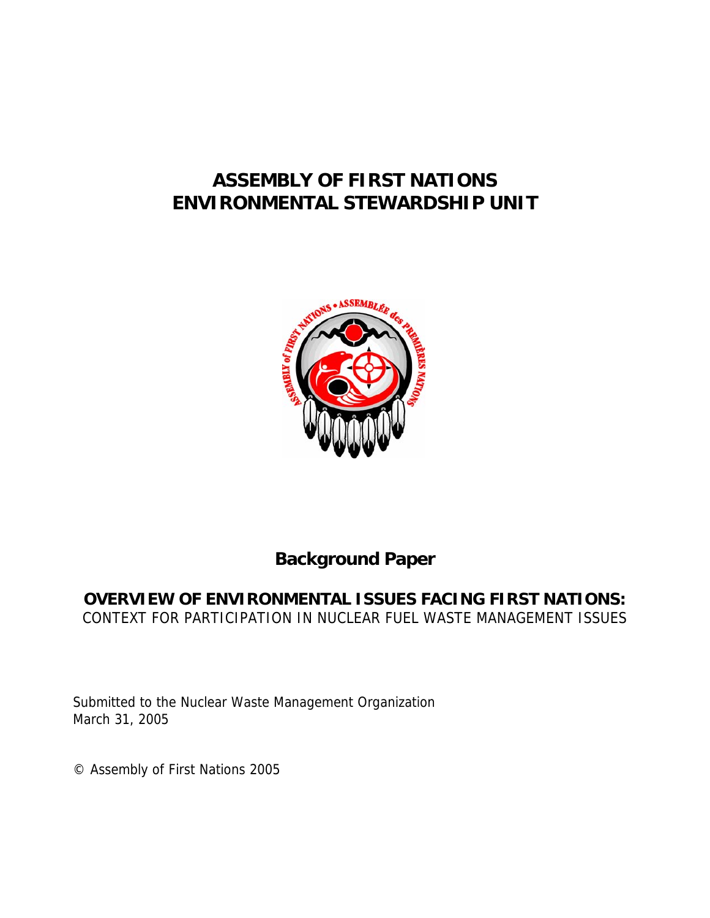# ASSEMBLY OF FIRST NATIONS
# ENVIRONMENTAL STEWARDSHIP UNIT

## Background Paper

## OVERVIEW OF ENVIRONMENTAL ISSUES FACING FIRST NATIONS:

CONTEXT FOR PARTICIPATION IN NUCLEAR FUEL WASTE MANAGEMENT ISSUES

Submitted to the Nuclear Waste Management Organization
March 31, 2005

© Assembly of First Nations 2005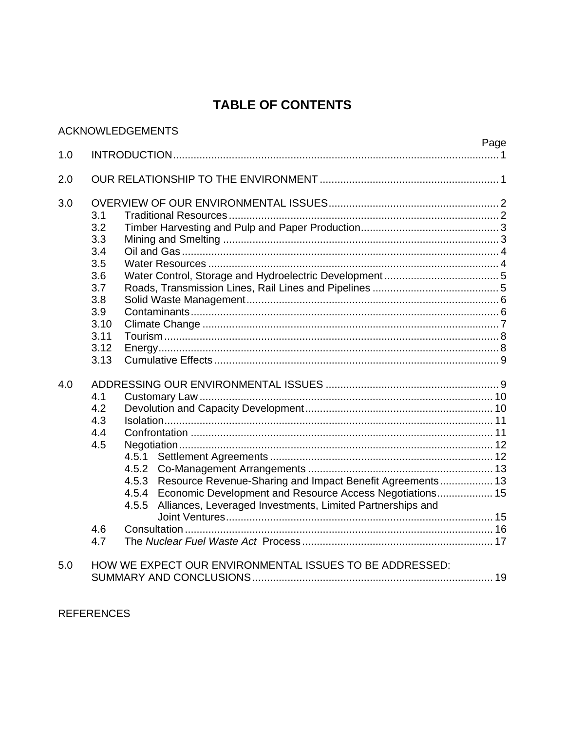# TABLE OF CONTENTS

ACKNOWLEDGEMENTS

| | | Page |
|---|---|---|
| 1.0 | INTRODUCTION | 1 |
| 2.0 | OUR RELATIONSHIP TO THE ENVIRONMENT | 1 |
| 3.0 | OVERVIEW OF OUR ENVIRONMENTAL ISSUES | 2 |
| 3.1 | Traditional Resources | 2 |
| 3.2 | Timber Harvesting and Pulp and Paper Production | 3 |
| 3.3 | Mining and Smelting | 3 |
| 3.4 | Oil and Gas | 4 |
| 3.5 | Water Resources | 4 |
| 3.6 | Water Control, Storage and Hydroelectric Development | 5 |
| 3.7 | Roads, Transmission Lines, Rail Lines and Pipelines | 5 |
| 3.8 | Solid Waste Management | 6 |
| 3.9 | Contaminants | 6 |
| 3.10 | Climate Change | 7 |
| 3.11 | Tourism | 8 |
| 3.12 | Energy | 8 |
| 3.13 | Cumulative Effects | 9 |
| 4.0 | ADDRESSING OUR ENVIRONMENTAL ISSUES | 9 |
| 4.1 | Customary Law | 10 |
| 4.2 | Devolution and Capacity Development | 10 |
| 4.3 | Isolation | 11 |
| 4.4 | Confrontation | 11 |
| 4.5 | Negotiation | 12 |
| 4.5.1 | Settlement Agreements | 12 |
| 4.5.2 | Co-Management Arrangements | 13 |
| 4.5.3 | Resource Revenue-Sharing and Impact Benefit Agreements | 13 |
| 4.5.4 | Economic Development and Resource Access Negotiations | 15 |
| 4.5.5 | Alliances, Leveraged Investments, Limited Partnerships and Joint Ventures | 15 |
| 4.6 | Consultation | 16 |
| 4.7 | The *Nuclear Fuel Waste Act* Process | 17 |
| 5.0 | HOW WE EXPECT OUR ENVIRONMENTAL ISSUES TO BE ADDRESSED: SUMMARY AND CONCLUSIONS | 19 |

REFERENCES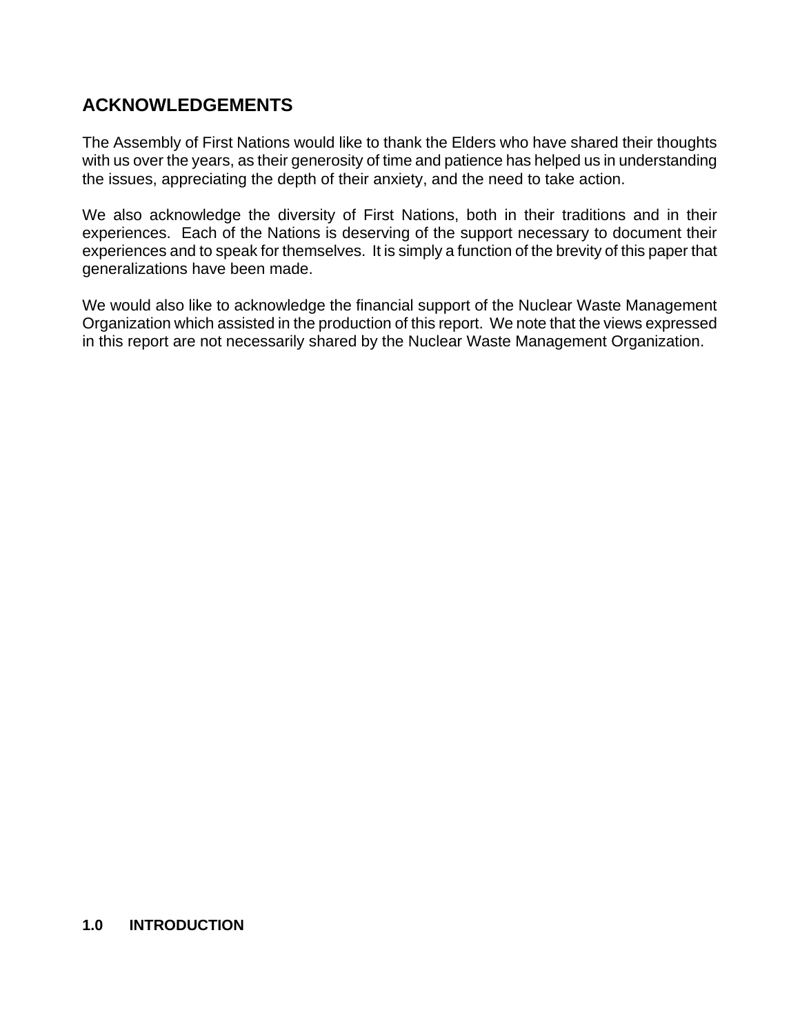## ACKNOWLEDGEMENTS

The Assembly of First Nations would like to thank the Elders who have shared their thoughts with us over the years, as their generosity of time and patience has helped us in understanding the issues, appreciating the depth of their anxiety, and the need to take action.

We also acknowledge the diversity of First Nations, both in their traditions and in their experiences. Each of the Nations is deserving of the support necessary to document their experiences and to speak for themselves. It is simply a function of the brevity of this paper that generalizations have been made.

We would also like to acknowledge the financial support of the Nuclear Waste Management Organization which assisted in the production of this report. We note that the views expressed in this report are not necessarily shared by the Nuclear Waste Management Organization.

## 1.0 INTRODUCTION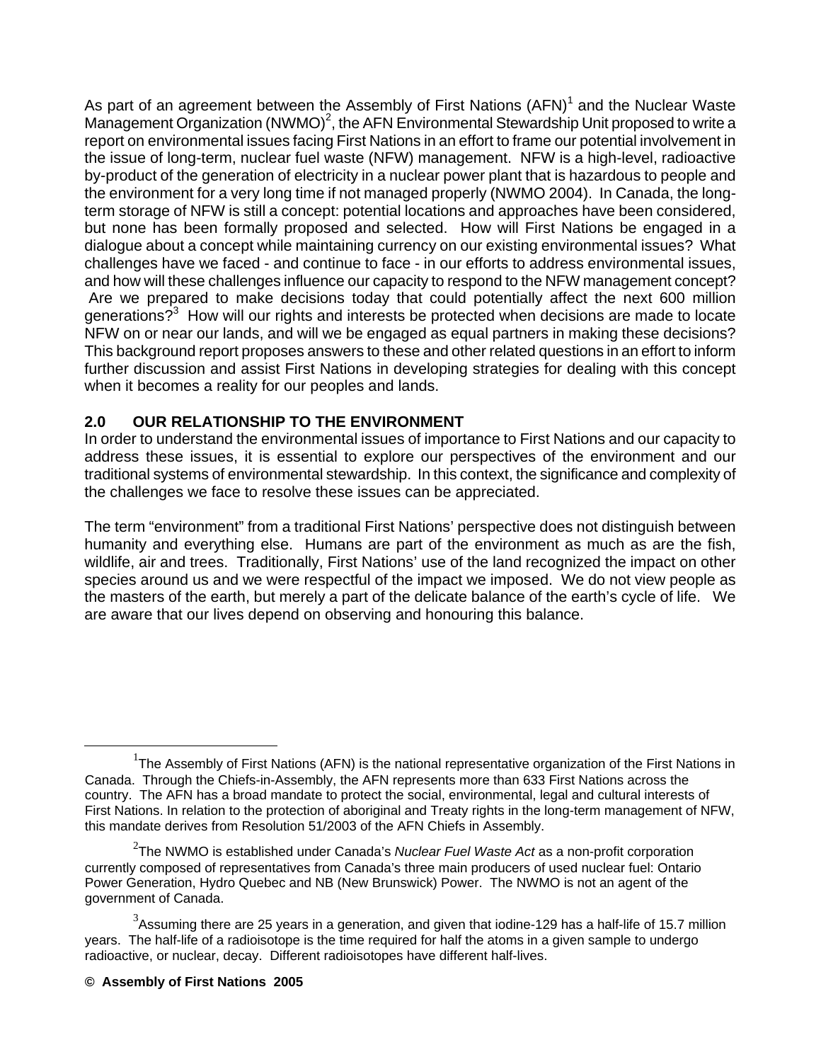As part of an agreement between the Assembly of First Nations (AFN)[1] and the Nuclear Waste Management Organization (NWMO)[2], the AFN Environmental Stewardship Unit proposed to write a report on environmental issues facing First Nations in an effort to frame our potential involvement in the issue of long-term, nuclear fuel waste (NFW) management. NFW is a high-level, radioactive by-product of the generation of electricity in a nuclear power plant that is hazardous to people and the environment for a very long time if not managed properly (NWMO 2004). In Canada, the long-term storage of NFW is still a concept: potential locations and approaches have been considered, but none has been formally proposed and selected. How will First Nations be engaged in a dialogue about a concept while maintaining currency on our existing environmental issues? What challenges have we faced - and continue to face - in our efforts to address environmental issues, and how will these challenges influence our capacity to respond to the NFW management concept? Are we prepared to make decisions today that could potentially affect the next 600 million generations?[3] How will our rights and interests be protected when decisions are made to locate NFW on or near our lands, and will we be engaged as equal partners in making these decisions? This background report proposes answers to these and other related questions in an effort to inform further discussion and assist First Nations in developing strategies for dealing with this concept when it becomes a reality for our peoples and lands.

## 2.0 OUR RELATIONSHIP TO THE ENVIRONMENT

In order to understand the environmental issues of importance to First Nations and our capacity to address these issues, it is essential to explore our perspectives of the environment and our traditional systems of environmental stewardship. In this context, the significance and complexity of the challenges we face to resolve these issues can be appreciated.

The term "environment" from a traditional First Nations' perspective does not distinguish between humanity and everything else. Humans are part of the environment as much as are the fish, wildlife, air and trees. Traditionally, First Nations' use of the land recognized the impact on other species around us and we were respectful of the impact we imposed. We do not view people as the masters of the earth, but merely a part of the delicate balance of the earth's cycle of life. We are aware that our lives depend on observing and honouring this balance.

---

[1] The Assembly of First Nations (AFN) is the national representative organization of the First Nations in Canada. Through the Chiefs-in-Assembly, the AFN represents more than 633 First Nations across the country. The AFN has a broad mandate to protect the social, environmental, legal and cultural interests of First Nations. In relation to the protection of aboriginal and Treaty rights in the long-term management of NFW, this mandate derives from Resolution 51/2003 of the AFN Chiefs in Assembly.

[2] The NWMO is established under Canada's *Nuclear Fuel Waste Act* as a non-profit corporation currently composed of representatives from Canada's three main producers of used nuclear fuel: Ontario Power Generation, Hydro Quebec and NB (New Brunswick) Power. The NWMO is not an agent of the government of Canada.

[3] Assuming there are 25 years in a generation, and given that iodine-129 has a half-life of 15.7 million years. The half-life of a radioisotope is the time required for half the atoms in a given sample to undergo radioactive, or nuclear, decay. Different radioisotopes have different half-lives.

**© Assembly of First Nations 2005**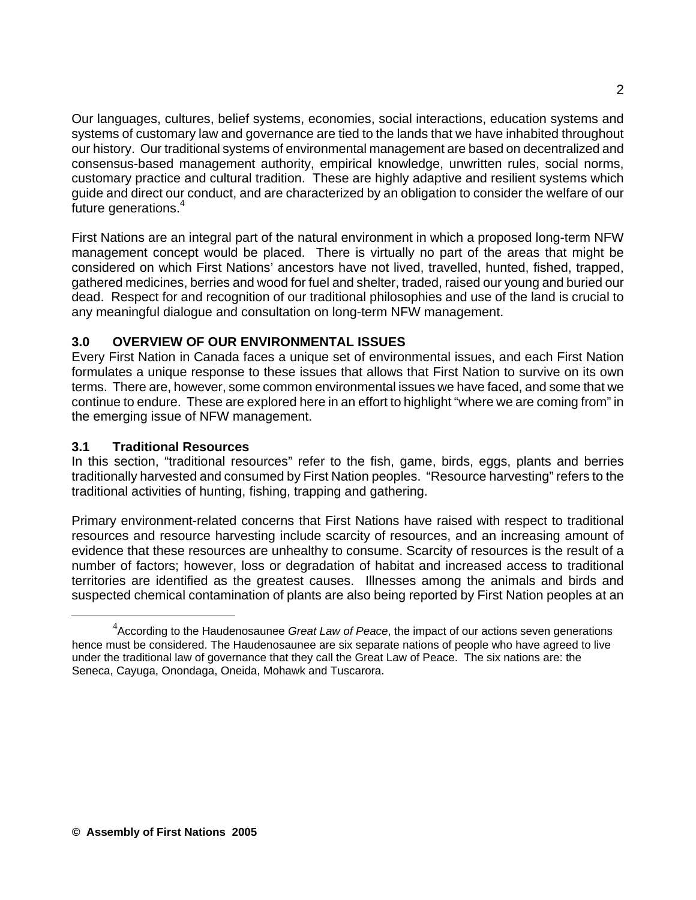Our languages, cultures, belief systems, economies, social interactions, education systems and systems of customary law and governance are tied to the lands that we have inhabited throughout our history. Our traditional systems of environmental management are based on decentralized and consensus-based management authority, empirical knowledge, unwritten rules, social norms, customary practice and cultural tradition. These are highly adaptive and resilient systems which guide and direct our conduct, and are characterized by an obligation to consider the welfare of our future generations.[4]

First Nations are an integral part of the natural environment in which a proposed long-term NFW management concept would be placed. There is virtually no part of the areas that might be considered on which First Nations' ancestors have not lived, travelled, hunted, fished, trapped, gathered medicines, berries and wood for fuel and shelter, traded, raised our young and buried our dead. Respect for and recognition of our traditional philosophies and use of the land is crucial to any meaningful dialogue and consultation on long-term NFW management.

## 3.0 OVERVIEW OF OUR ENVIRONMENTAL ISSUES

Every First Nation in Canada faces a unique set of environmental issues, and each First Nation formulates a unique response to these issues that allows that First Nation to survive on its own terms. There are, however, some common environmental issues we have faced, and some that we continue to endure. These are explored here in an effort to highlight "where we are coming from" in the emerging issue of NFW management.

### 3.1 Traditional Resources

In this section, "traditional resources" refer to the fish, game, birds, eggs, plants and berries traditionally harvested and consumed by First Nation peoples. "Resource harvesting" refers to the traditional activities of hunting, fishing, trapping and gathering.

Primary environment-related concerns that First Nations have raised with respect to traditional resources and resource harvesting include scarcity of resources, and an increasing amount of evidence that these resources are unhealthy to consume. Scarcity of resources is the result of a number of factors; however, loss or degradation of habitat and increased access to traditional territories are identified as the greatest causes. Illnesses among the animals and birds and suspected chemical contamination of plants are also being reported by First Nation peoples at an

---

[4] According to the Haudenosaunee *Great Law of Peace*, the impact of our actions seven generations hence must be considered. The Haudenosaunee are six separate nations of people who have agreed to live under the traditional law of governance that they call the Great Law of Peace. The six nations are: the Seneca, Cayuga, Onondaga, Oneida, Mohawk and Tuscarora.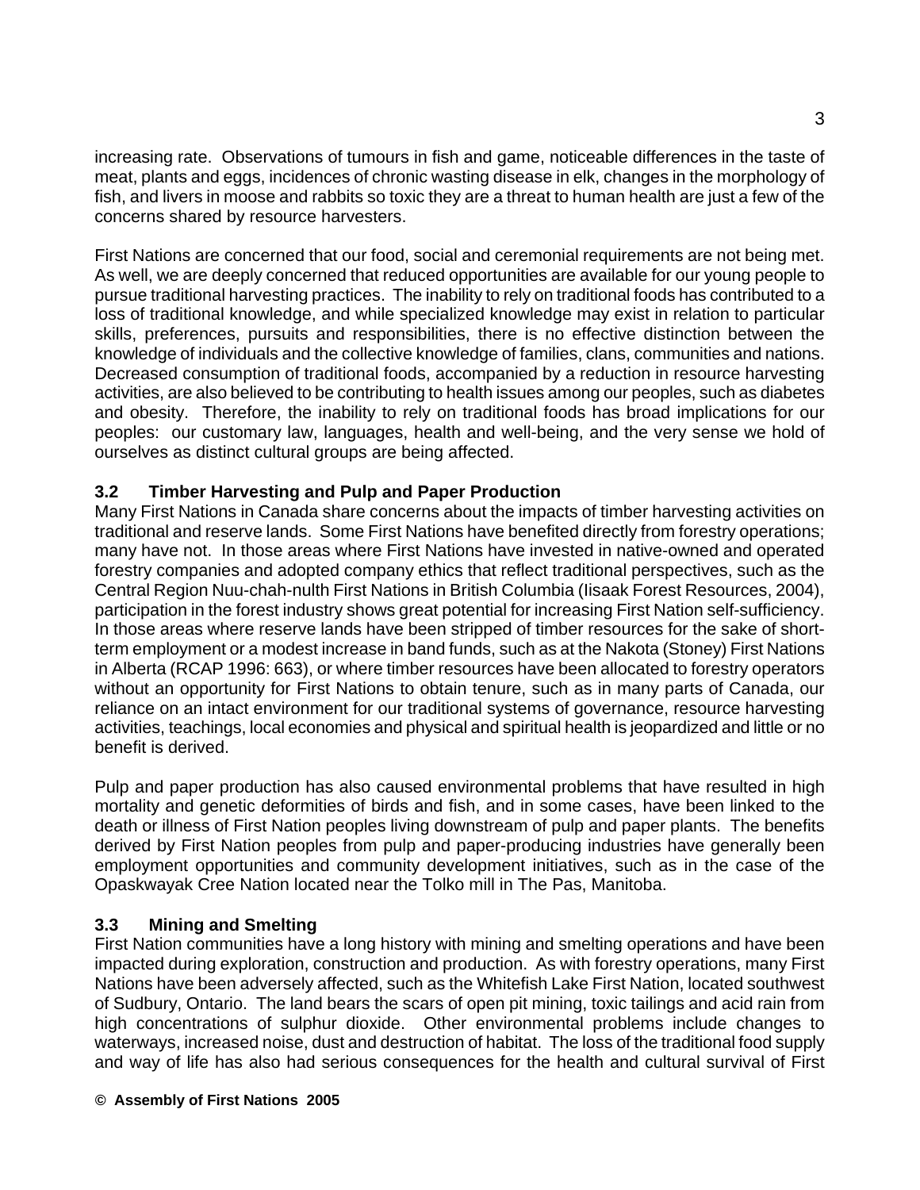increasing rate. Observations of tumours in fish and game, noticeable differences in the taste of meat, plants and eggs, incidences of chronic wasting disease in elk, changes in the morphology of fish, and livers in moose and rabbits so toxic they are a threat to human health are just a few of the concerns shared by resource harvesters.

First Nations are concerned that our food, social and ceremonial requirements are not being met. As well, we are deeply concerned that reduced opportunities are available for our young people to pursue traditional harvesting practices. The inability to rely on traditional foods has contributed to a loss of traditional knowledge, and while specialized knowledge may exist in relation to particular skills, preferences, pursuits and responsibilities, there is no effective distinction between the knowledge of individuals and the collective knowledge of families, clans, communities and nations. Decreased consumption of traditional foods, accompanied by a reduction in resource harvesting activities, are also believed to be contributing to health issues among our peoples, such as diabetes and obesity. Therefore, the inability to rely on traditional foods has broad implications for our peoples: our customary law, languages, health and well-being, and the very sense we hold of ourselves as distinct cultural groups are being affected.

### 3.2 Timber Harvesting and Pulp and Paper Production

Many First Nations in Canada share concerns about the impacts of timber harvesting activities on traditional and reserve lands. Some First Nations have benefited directly from forestry operations; many have not. In those areas where First Nations have invested in native-owned and operated forestry companies and adopted company ethics that reflect traditional perspectives, such as the Central Region Nuu-chah-nulth First Nations in British Columbia (Iisaak Forest Resources, 2004), participation in the forest industry shows great potential for increasing First Nation self-sufficiency. In those areas where reserve lands have been stripped of timber resources for the sake of short-term employment or a modest increase in band funds, such as at the Nakota (Stoney) First Nations in Alberta (RCAP 1996: 663), or where timber resources have been allocated to forestry operators without an opportunity for First Nations to obtain tenure, such as in many parts of Canada, our reliance on an intact environment for our traditional systems of governance, resource harvesting activities, teachings, local economies and physical and spiritual health is jeopardized and little or no benefit is derived.

Pulp and paper production has also caused environmental problems that have resulted in high mortality and genetic deformities of birds and fish, and in some cases, have been linked to the death or illness of First Nation peoples living downstream of pulp and paper plants. The benefits derived by First Nation peoples from pulp and paper-producing industries have generally been employment opportunities and community development initiatives, such as in the case of the Opaskwayak Cree Nation located near the Tolko mill in The Pas, Manitoba.

### 3.3 Mining and Smelting

First Nation communities have a long history with mining and smelting operations and have been impacted during exploration, construction and production. As with forestry operations, many First Nations have been adversely affected, such as the Whitefish Lake First Nation, located southwest of Sudbury, Ontario. The land bears the scars of open pit mining, toxic tailings and acid rain from high concentrations of sulphur dioxide. Other environmental problems include changes to waterways, increased noise, dust and destruction of habitat. The loss of the traditional food supply and way of life has also had serious consequences for the health and cultural survival of First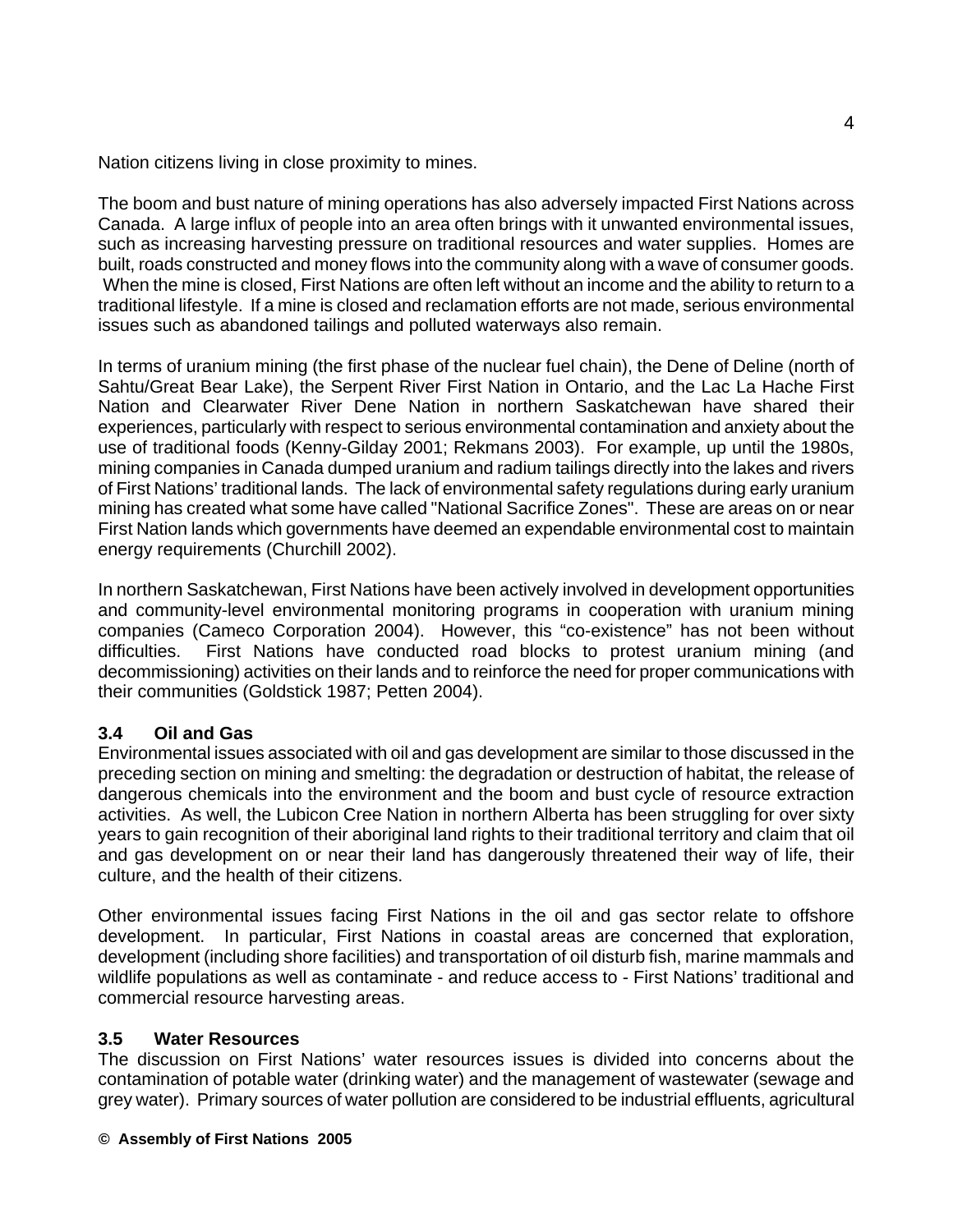Nation citizens living in close proximity to mines.

The boom and bust nature of mining operations has also adversely impacted First Nations across Canada. A large influx of people into an area often brings with it unwanted environmental issues, such as increasing harvesting pressure on traditional resources and water supplies. Homes are built, roads constructed and money flows into the community along with a wave of consumer goods. When the mine is closed, First Nations are often left without an income and the ability to return to a traditional lifestyle. If a mine is closed and reclamation efforts are not made, serious environmental issues such as abandoned tailings and polluted waterways also remain.

In terms of uranium mining (the first phase of the nuclear fuel chain), the Dene of Deline (north of Sahtu/Great Bear Lake), the Serpent River First Nation in Ontario, and the Lac La Hache First Nation and Clearwater River Dene Nation in northern Saskatchewan have shared their experiences, particularly with respect to serious environmental contamination and anxiety about the use of traditional foods (Kenny-Gilday 2001; Rekmans 2003). For example, up until the 1980s, mining companies in Canada dumped uranium and radium tailings directly into the lakes and rivers of First Nations' traditional lands. The lack of environmental safety regulations during early uranium mining has created what some have called "National Sacrifice Zones". These are areas on or near First Nation lands which governments have deemed an expendable environmental cost to maintain energy requirements (Churchill 2002).

In northern Saskatchewan, First Nations have been actively involved in development opportunities and community-level environmental monitoring programs in cooperation with uranium mining companies (Cameco Corporation 2004). However, this "co-existence" has not been without difficulties. First Nations have conducted road blocks to protest uranium mining (and decommissioning) activities on their lands and to reinforce the need for proper communications with their communities (Goldstick 1987; Petten 2004).

### 3.4 Oil and Gas

Environmental issues associated with oil and gas development are similar to those discussed in the preceding section on mining and smelting: the degradation or destruction of habitat, the release of dangerous chemicals into the environment and the boom and bust cycle of resource extraction activities. As well, the Lubicon Cree Nation in northern Alberta has been struggling for over sixty years to gain recognition of their aboriginal land rights to their traditional territory and claim that oil and gas development on or near their land has dangerously threatened their way of life, their culture, and the health of their citizens.

Other environmental issues facing First Nations in the oil and gas sector relate to offshore development. In particular, First Nations in coastal areas are concerned that exploration, development (including shore facilities) and transportation of oil disturb fish, marine mammals and wildlife populations as well as contaminate - and reduce access to - First Nations' traditional and commercial resource harvesting areas.

### 3.5 Water Resources

The discussion on First Nations' water resources issues is divided into concerns about the contamination of potable water (drinking water) and the management of wastewater (sewage and grey water). Primary sources of water pollution are considered to be industrial effluents, agricultural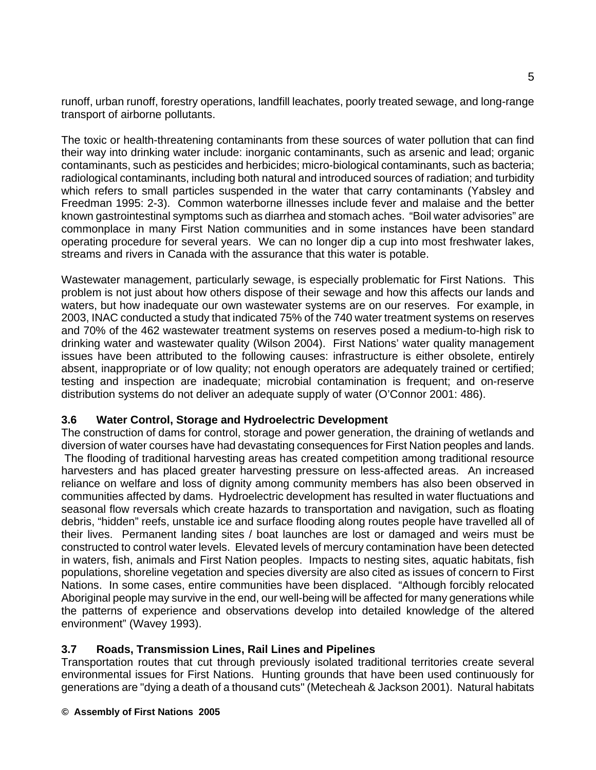runoff, urban runoff, forestry operations, landfill leachates, poorly treated sewage, and long-range transport of airborne pollutants.

The toxic or health-threatening contaminants from these sources of water pollution that can find their way into drinking water include: inorganic contaminants, such as arsenic and lead; organic contaminants, such as pesticides and herbicides; micro-biological contaminants, such as bacteria; radiological contaminants, including both natural and introduced sources of radiation; and turbidity which refers to small particles suspended in the water that carry contaminants (Yabsley and Freedman 1995: 2-3). Common waterborne illnesses include fever and malaise and the better known gastrointestinal symptoms such as diarrhea and stomach aches. "Boil water advisories" are commonplace in many First Nation communities and in some instances have been standard operating procedure for several years. We can no longer dip a cup into most freshwater lakes, streams and rivers in Canada with the assurance that this water is potable.

Wastewater management, particularly sewage, is especially problematic for First Nations. This problem is not just about how others dispose of their sewage and how this affects our lands and waters, but how inadequate our own wastewater systems are on our reserves. For example, in 2003, INAC conducted a study that indicated 75% of the 740 water treatment systems on reserves and 70% of the 462 wastewater treatment systems on reserves posed a medium-to-high risk to drinking water and wastewater quality (Wilson 2004). First Nations' water quality management issues have been attributed to the following causes: infrastructure is either obsolete, entirely absent, inappropriate or of low quality; not enough operators are adequately trained or certified; testing and inspection are inadequate; microbial contamination is frequent; and on-reserve distribution systems do not deliver an adequate supply of water (O'Connor 2001: 486).

### 3.6 Water Control, Storage and Hydroelectric Development

The construction of dams for control, storage and power generation, the draining of wetlands and diversion of water courses have had devastating consequences for First Nation peoples and lands. The flooding of traditional harvesting areas has created competition among traditional resource harvesters and has placed greater harvesting pressure on less-affected areas. An increased reliance on welfare and loss of dignity among community members has also been observed in communities affected by dams. Hydroelectric development has resulted in water fluctuations and seasonal flow reversals which create hazards to transportation and navigation, such as floating debris, "hidden" reefs, unstable ice and surface flooding along routes people have travelled all of their lives. Permanent landing sites / boat launches are lost or damaged and weirs must be constructed to control water levels. Elevated levels of mercury contamination have been detected in waters, fish, animals and First Nation peoples. Impacts to nesting sites, aquatic habitats, fish populations, shoreline vegetation and species diversity are also cited as issues of concern to First Nations. In some cases, entire communities have been displaced. "Although forcibly relocated Aboriginal people may survive in the end, our well-being will be affected for many generations while the patterns of experience and observations develop into detailed knowledge of the altered environment" (Wavey 1993).

### 3.7 Roads, Transmission Lines, Rail Lines and Pipelines

Transportation routes that cut through previously isolated traditional territories create several environmental issues for First Nations. Hunting grounds that have been used continuously for generations are "dying a death of a thousand cuts" (Metecheah & Jackson 2001). Natural habitats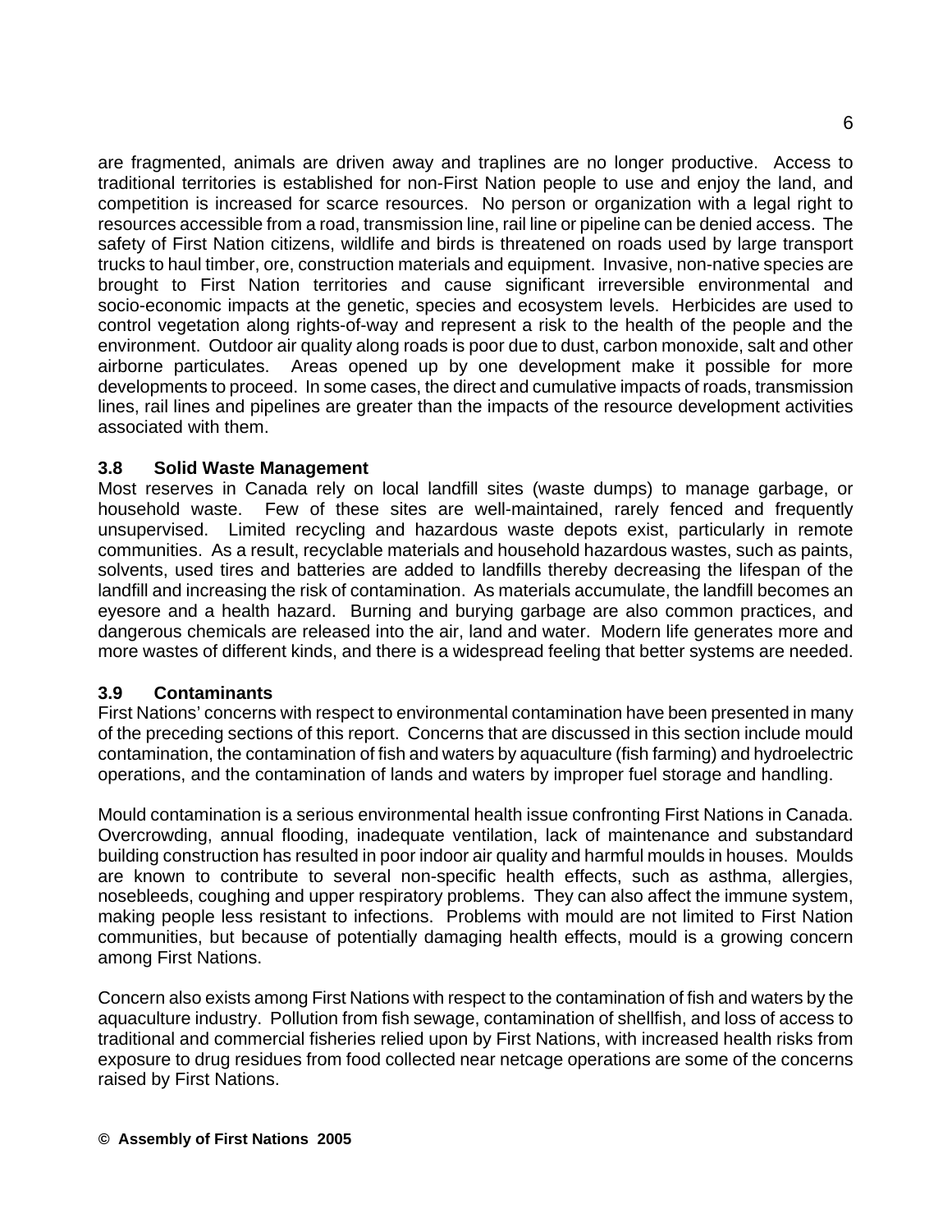are fragmented, animals are driven away and traplines are no longer productive. Access to traditional territories is established for non-First Nation people to use and enjoy the land, and competition is increased for scarce resources. No person or organization with a legal right to resources accessible from a road, transmission line, rail line or pipeline can be denied access. The safety of First Nation citizens, wildlife and birds is threatened on roads used by large transport trucks to haul timber, ore, construction materials and equipment. Invasive, non-native species are brought to First Nation territories and cause significant irreversible environmental and socio-economic impacts at the genetic, species and ecosystem levels. Herbicides are used to control vegetation along rights-of-way and represent a risk to the health of the people and the environment. Outdoor air quality along roads is poor due to dust, carbon monoxide, salt and other airborne particulates. Areas opened up by one development make it possible for more developments to proceed. In some cases, the direct and cumulative impacts of roads, transmission lines, rail lines and pipelines are greater than the impacts of the resource development activities associated with them.

### 3.8 Solid Waste Management

Most reserves in Canada rely on local landfill sites (waste dumps) to manage garbage, or household waste. Few of these sites are well-maintained, rarely fenced and frequently unsupervised. Limited recycling and hazardous waste depots exist, particularly in remote communities. As a result, recyclable materials and household hazardous wastes, such as paints, solvents, used tires and batteries are added to landfills thereby decreasing the lifespan of the landfill and increasing the risk of contamination. As materials accumulate, the landfill becomes an eyesore and a health hazard. Burning and burying garbage are also common practices, and dangerous chemicals are released into the air, land and water. Modern life generates more and more wastes of different kinds, and there is a widespread feeling that better systems are needed.

### 3.9 Contaminants

First Nations' concerns with respect to environmental contamination have been presented in many of the preceding sections of this report. Concerns that are discussed in this section include mould contamination, the contamination of fish and waters by aquaculture (fish farming) and hydroelectric operations, and the contamination of lands and waters by improper fuel storage and handling.

Mould contamination is a serious environmental health issue confronting First Nations in Canada. Overcrowding, annual flooding, inadequate ventilation, lack of maintenance and substandard building construction has resulted in poor indoor air quality and harmful moulds in houses. Moulds are known to contribute to several non-specific health effects, such as asthma, allergies, nosebleeds, coughing and upper respiratory problems. They can also affect the immune system, making people less resistant to infections. Problems with mould are not limited to First Nation communities, but because of potentially damaging health effects, mould is a growing concern among First Nations.

Concern also exists among First Nations with respect to the contamination of fish and waters by the aquaculture industry. Pollution from fish sewage, contamination of shellfish, and loss of access to traditional and commercial fisheries relied upon by First Nations, with increased health risks from exposure to drug residues from food collected near netcage operations are some of the concerns raised by First Nations.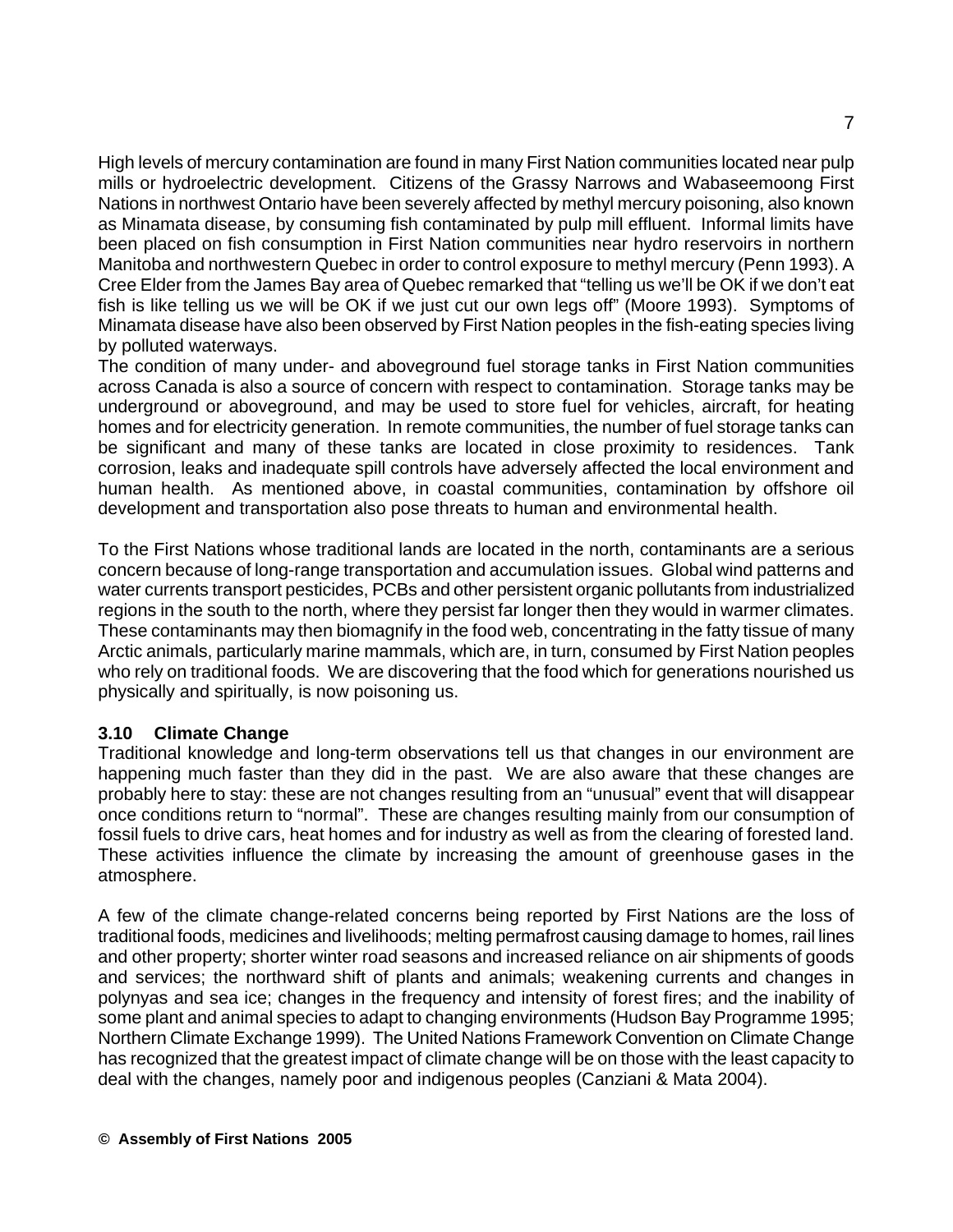High levels of mercury contamination are found in many First Nation communities located near pulp mills or hydroelectric development. Citizens of the Grassy Narrows and Wabaseemoong First Nations in northwest Ontario have been severely affected by methyl mercury poisoning, also known as Minamata disease, by consuming fish contaminated by pulp mill effluent. Informal limits have been placed on fish consumption in First Nation communities near hydro reservoirs in northern Manitoba and northwestern Quebec in order to control exposure to methyl mercury (Penn 1993). A Cree Elder from the James Bay area of Quebec remarked that "telling us we'll be OK if we don't eat fish is like telling us we will be OK if we just cut our own legs off" (Moore 1993). Symptoms of Minamata disease have also been observed by First Nation peoples in the fish-eating species living by polluted waterways.

The condition of many under- and aboveground fuel storage tanks in First Nation communities across Canada is also a source of concern with respect to contamination. Storage tanks may be underground or aboveground, and may be used to store fuel for vehicles, aircraft, for heating homes and for electricity generation. In remote communities, the number of fuel storage tanks can be significant and many of these tanks are located in close proximity to residences. Tank corrosion, leaks and inadequate spill controls have adversely affected the local environment and human health. As mentioned above, in coastal communities, contamination by offshore oil development and transportation also pose threats to human and environmental health.

To the First Nations whose traditional lands are located in the north, contaminants are a serious concern because of long-range transportation and accumulation issues. Global wind patterns and water currents transport pesticides, PCBs and other persistent organic pollutants from industrialized regions in the south to the north, where they persist far longer then they would in warmer climates. These contaminants may then biomagnify in the food web, concentrating in the fatty tissue of many Arctic animals, particularly marine mammals, which are, in turn, consumed by First Nation peoples who rely on traditional foods. We are discovering that the food which for generations nourished us physically and spiritually, is now poisoning us.

### 3.10 Climate Change

Traditional knowledge and long-term observations tell us that changes in our environment are happening much faster than they did in the past. We are also aware that these changes are probably here to stay: these are not changes resulting from an "unusual" event that will disappear once conditions return to "normal". These are changes resulting mainly from our consumption of fossil fuels to drive cars, heat homes and for industry as well as from the clearing of forested land. These activities influence the climate by increasing the amount of greenhouse gases in the atmosphere.

A few of the climate change-related concerns being reported by First Nations are the loss of traditional foods, medicines and livelihoods; melting permafrost causing damage to homes, rail lines and other property; shorter winter road seasons and increased reliance on air shipments of goods and services; the northward shift of plants and animals; weakening currents and changes in polynyas and sea ice; changes in the frequency and intensity of forest fires; and the inability of some plant and animal species to adapt to changing environments (Hudson Bay Programme 1995; Northern Climate Exchange 1999). The United Nations Framework Convention on Climate Change has recognized that the greatest impact of climate change will be on those with the least capacity to deal with the changes, namely poor and indigenous peoples (Canziani & Mata 2004).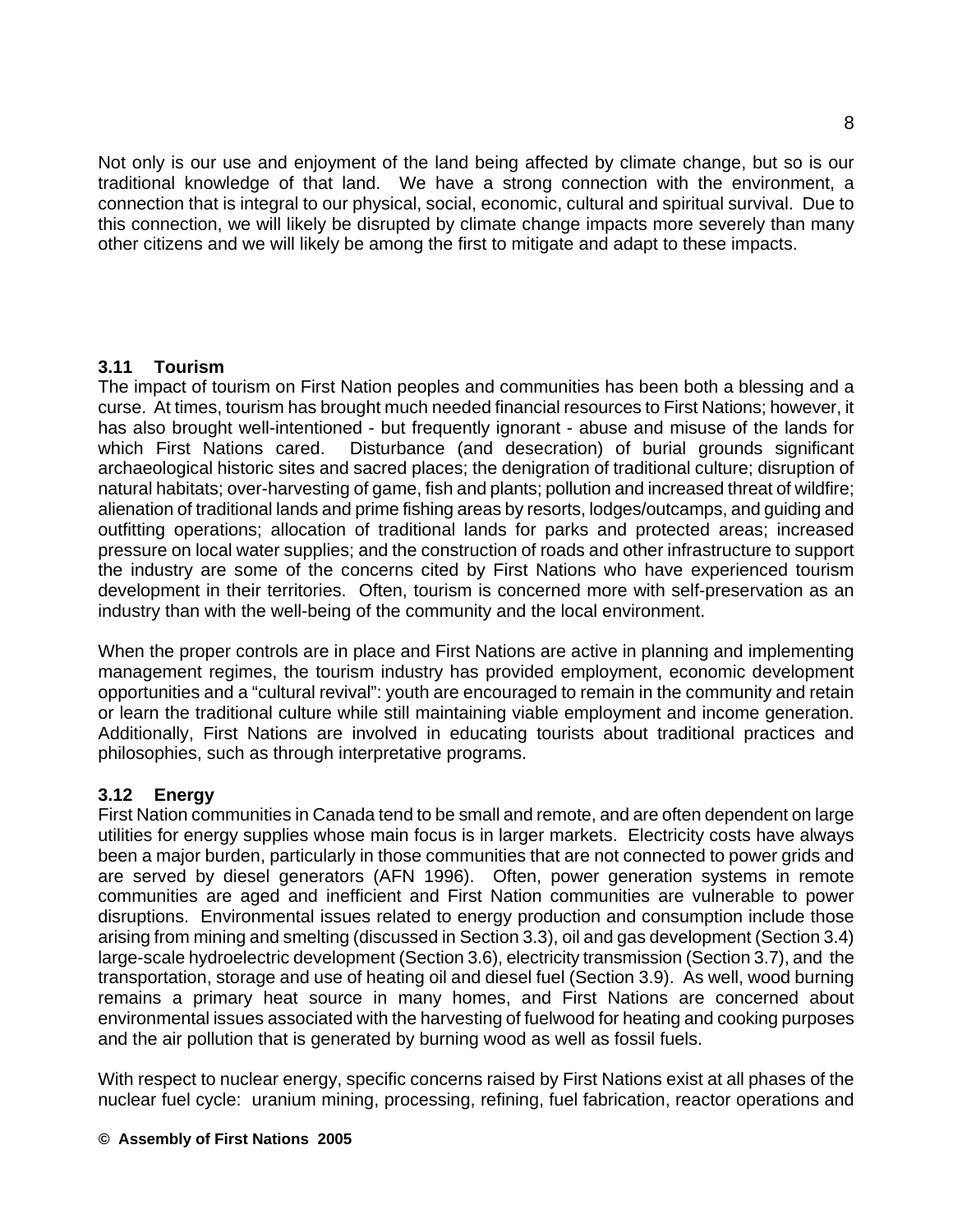Not only is our use and enjoyment of the land being affected by climate change, but so is our traditional knowledge of that land. We have a strong connection with the environment, a connection that is integral to our physical, social, economic, cultural and spiritual survival. Due to this connection, we will likely be disrupted by climate change impacts more severely than many other citizens and we will likely be among the first to mitigate and adapt to these impacts.

### 3.11 Tourism

The impact of tourism on First Nation peoples and communities has been both a blessing and a curse. At times, tourism has brought much needed financial resources to First Nations; however, it has also brought well-intentioned - but frequently ignorant - abuse and misuse of the lands for which First Nations cared. Disturbance (and desecration) of burial grounds significant archaeological historic sites and sacred places; the denigration of traditional culture; disruption of natural habitats; over-harvesting of game, fish and plants; pollution and increased threat of wildfire; alienation of traditional lands and prime fishing areas by resorts, lodges/outcamps, and guiding and outfitting operations; allocation of traditional lands for parks and protected areas; increased pressure on local water supplies; and the construction of roads and other infrastructure to support the industry are some of the concerns cited by First Nations who have experienced tourism development in their territories. Often, tourism is concerned more with self-preservation as an industry than with the well-being of the community and the local environment.

When the proper controls are in place and First Nations are active in planning and implementing management regimes, the tourism industry has provided employment, economic development opportunities and a "cultural revival": youth are encouraged to remain in the community and retain or learn the traditional culture while still maintaining viable employment and income generation. Additionally, First Nations are involved in educating tourists about traditional practices and philosophies, such as through interpretative programs.

### 3.12 Energy

First Nation communities in Canada tend to be small and remote, and are often dependent on large utilities for energy supplies whose main focus is in larger markets. Electricity costs have always been a major burden, particularly in those communities that are not connected to power grids and are served by diesel generators (AFN 1996). Often, power generation systems in remote communities are aged and inefficient and First Nation communities are vulnerable to power disruptions. Environmental issues related to energy production and consumption include those arising from mining and smelting (discussed in Section 3.3), oil and gas development (Section 3.4) large-scale hydroelectric development (Section 3.6), electricity transmission (Section 3.7), and the transportation, storage and use of heating oil and diesel fuel (Section 3.9). As well, wood burning remains a primary heat source in many homes, and First Nations are concerned about environmental issues associated with the harvesting of fuelwood for heating and cooking purposes and the air pollution that is generated by burning wood as well as fossil fuels.

With respect to nuclear energy, specific concerns raised by First Nations exist at all phases of the nuclear fuel cycle: uranium mining, processing, refining, fuel fabrication, reactor operations and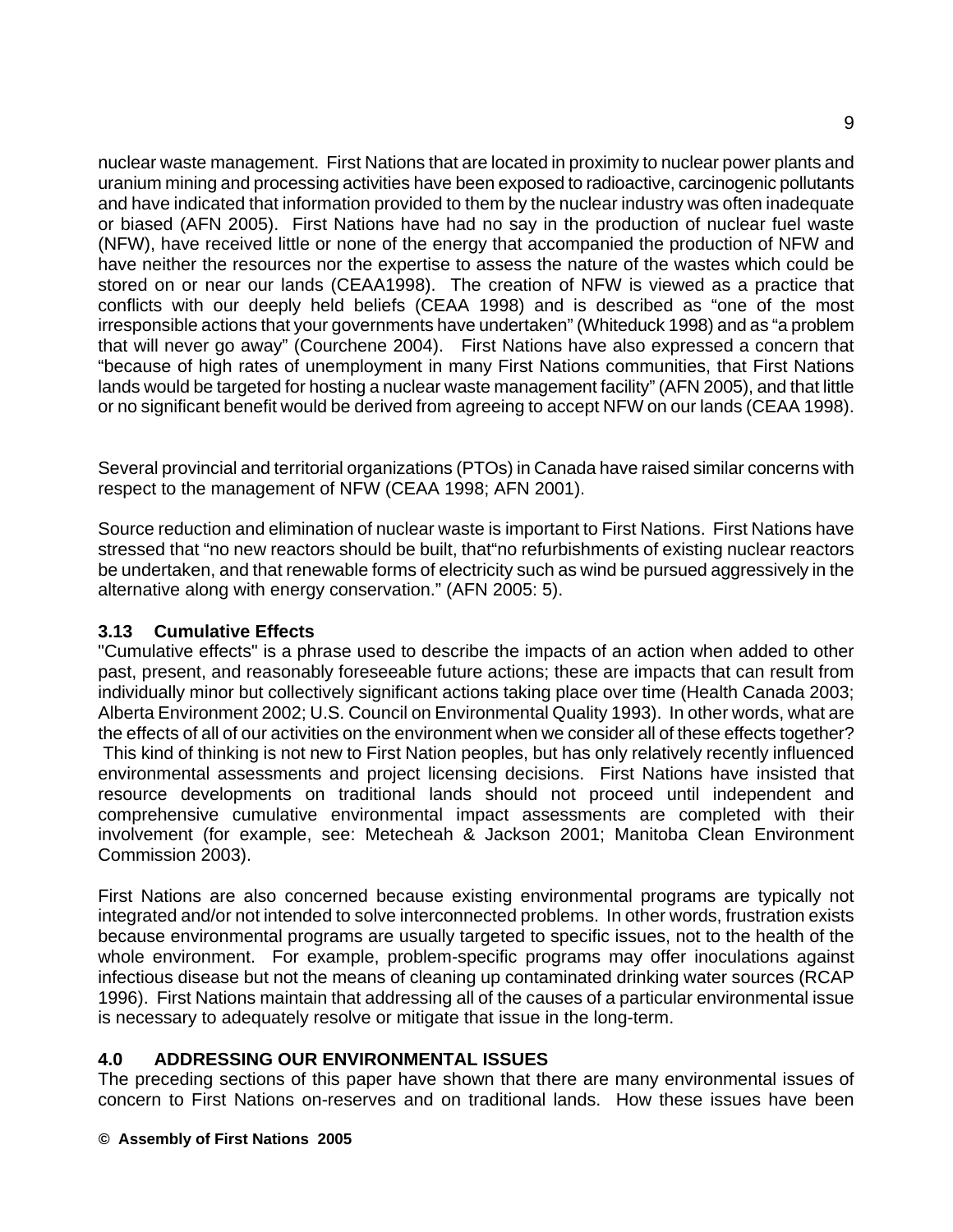nuclear waste management. First Nations that are located in proximity to nuclear power plants and uranium mining and processing activities have been exposed to radioactive, carcinogenic pollutants and have indicated that information provided to them by the nuclear industry was often inadequate or biased (AFN 2005). First Nations have had no say in the production of nuclear fuel waste (NFW), have received little or none of the energy that accompanied the production of NFW and have neither the resources nor the expertise to assess the nature of the wastes which could be stored on or near our lands (CEAA1998). The creation of NFW is viewed as a practice that conflicts with our deeply held beliefs (CEAA 1998) and is described as "one of the most irresponsible actions that your governments have undertaken" (Whiteduck 1998) and as "a problem that will never go away" (Courchene 2004). First Nations have also expressed a concern that "because of high rates of unemployment in many First Nations communities, that First Nations lands would be targeted for hosting a nuclear waste management facility" (AFN 2005), and that little or no significant benefit would be derived from agreeing to accept NFW on our lands (CEAA 1998).

Several provincial and territorial organizations (PTOs) in Canada have raised similar concerns with respect to the management of NFW (CEAA 1998; AFN 2001).

Source reduction and elimination of nuclear waste is important to First Nations. First Nations have stressed that "no new reactors should be built, that"no refurbishments of existing nuclear reactors be undertaken, and that renewable forms of electricity such as wind be pursued aggressively in the alternative along with energy conservation." (AFN 2005: 5).

### 3.13 Cumulative Effects

"Cumulative effects" is a phrase used to describe the impacts of an action when added to other past, present, and reasonably foreseeable future actions; these are impacts that can result from individually minor but collectively significant actions taking place over time (Health Canada 2003; Alberta Environment 2002; U.S. Council on Environmental Quality 1993). In other words, what are the effects of all of our activities on the environment when we consider all of these effects together? This kind of thinking is not new to First Nation peoples, but has only relatively recently influenced environmental assessments and project licensing decisions. First Nations have insisted that resource developments on traditional lands should not proceed until independent and comprehensive cumulative environmental impact assessments are completed with their involvement (for example, see: Metecheah & Jackson 2001; Manitoba Clean Environment Commission 2003).

First Nations are also concerned because existing environmental programs are typically not integrated and/or not intended to solve interconnected problems. In other words, frustration exists because environmental programs are usually targeted to specific issues, not to the health of the whole environment. For example, problem-specific programs may offer inoculations against infectious disease but not the means of cleaning up contaminated drinking water sources (RCAP 1996). First Nations maintain that addressing all of the causes of a particular environmental issue is necessary to adequately resolve or mitigate that issue in the long-term.

## 4.0 ADDRESSING OUR ENVIRONMENTAL ISSUES

The preceding sections of this paper have shown that there are many environmental issues of concern to First Nations on-reserves and on traditional lands. How these issues have been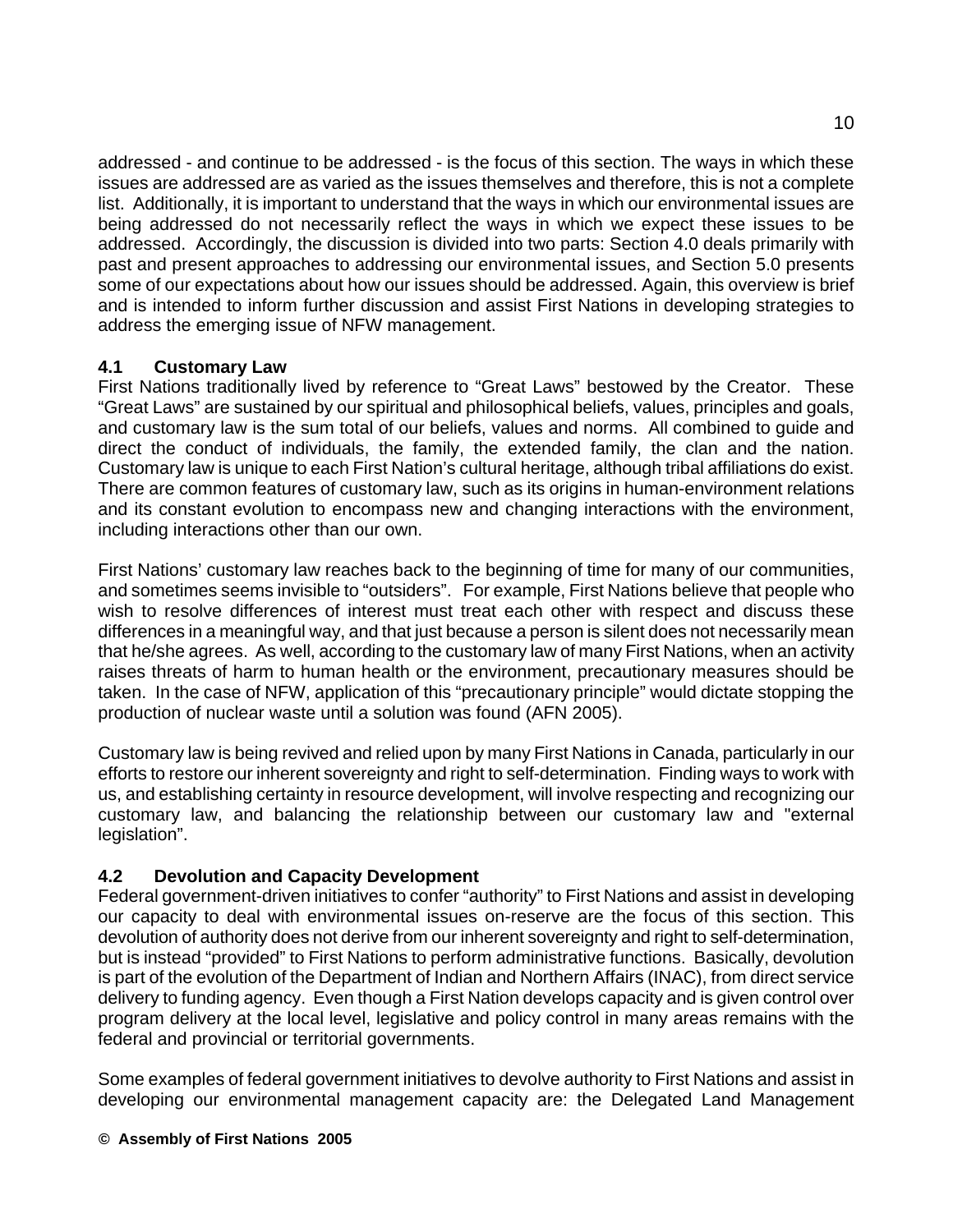addressed - and continue to be addressed - is the focus of this section. The ways in which these issues are addressed are as varied as the issues themselves and therefore, this is not a complete list. Additionally, it is important to understand that the ways in which our environmental issues are being addressed do not necessarily reflect the ways in which we expect these issues to be addressed. Accordingly, the discussion is divided into two parts: Section 4.0 deals primarily with past and present approaches to addressing our environmental issues, and Section 5.0 presents some of our expectations about how our issues should be addressed. Again, this overview is brief and is intended to inform further discussion and assist First Nations in developing strategies to address the emerging issue of NFW management.

### 4.1 Customary Law

First Nations traditionally lived by reference to "Great Laws" bestowed by the Creator. These "Great Laws" are sustained by our spiritual and philosophical beliefs, values, principles and goals, and customary law is the sum total of our beliefs, values and norms. All combined to guide and direct the conduct of individuals, the family, the extended family, the clan and the nation. Customary law is unique to each First Nation's cultural heritage, although tribal affiliations do exist. There are common features of customary law, such as its origins in human-environment relations and its constant evolution to encompass new and changing interactions with the environment, including interactions other than our own.

First Nations' customary law reaches back to the beginning of time for many of our communities, and sometimes seems invisible to "outsiders". For example, First Nations believe that people who wish to resolve differences of interest must treat each other with respect and discuss these differences in a meaningful way, and that just because a person is silent does not necessarily mean that he/she agrees. As well, according to the customary law of many First Nations, when an activity raises threats of harm to human health or the environment, precautionary measures should be taken. In the case of NFW, application of this "precautionary principle" would dictate stopping the production of nuclear waste until a solution was found (AFN 2005).

Customary law is being revived and relied upon by many First Nations in Canada, particularly in our efforts to restore our inherent sovereignty and right to self-determination. Finding ways to work with us, and establishing certainty in resource development, will involve respecting and recognizing our customary law, and balancing the relationship between our customary law and "external legislation".

### 4.2 Devolution and Capacity Development

Federal government-driven initiatives to confer "authority" to First Nations and assist in developing our capacity to deal with environmental issues on-reserve are the focus of this section. This devolution of authority does not derive from our inherent sovereignty and right to self-determination, but is instead "provided" to First Nations to perform administrative functions. Basically, devolution is part of the evolution of the Department of Indian and Northern Affairs (INAC), from direct service delivery to funding agency. Even though a First Nation develops capacity and is given control over program delivery at the local level, legislative and policy control in many areas remains with the federal and provincial or territorial governments.

Some examples of federal government initiatives to devolve authority to First Nations and assist in developing our environmental management capacity are: the Delegated Land Management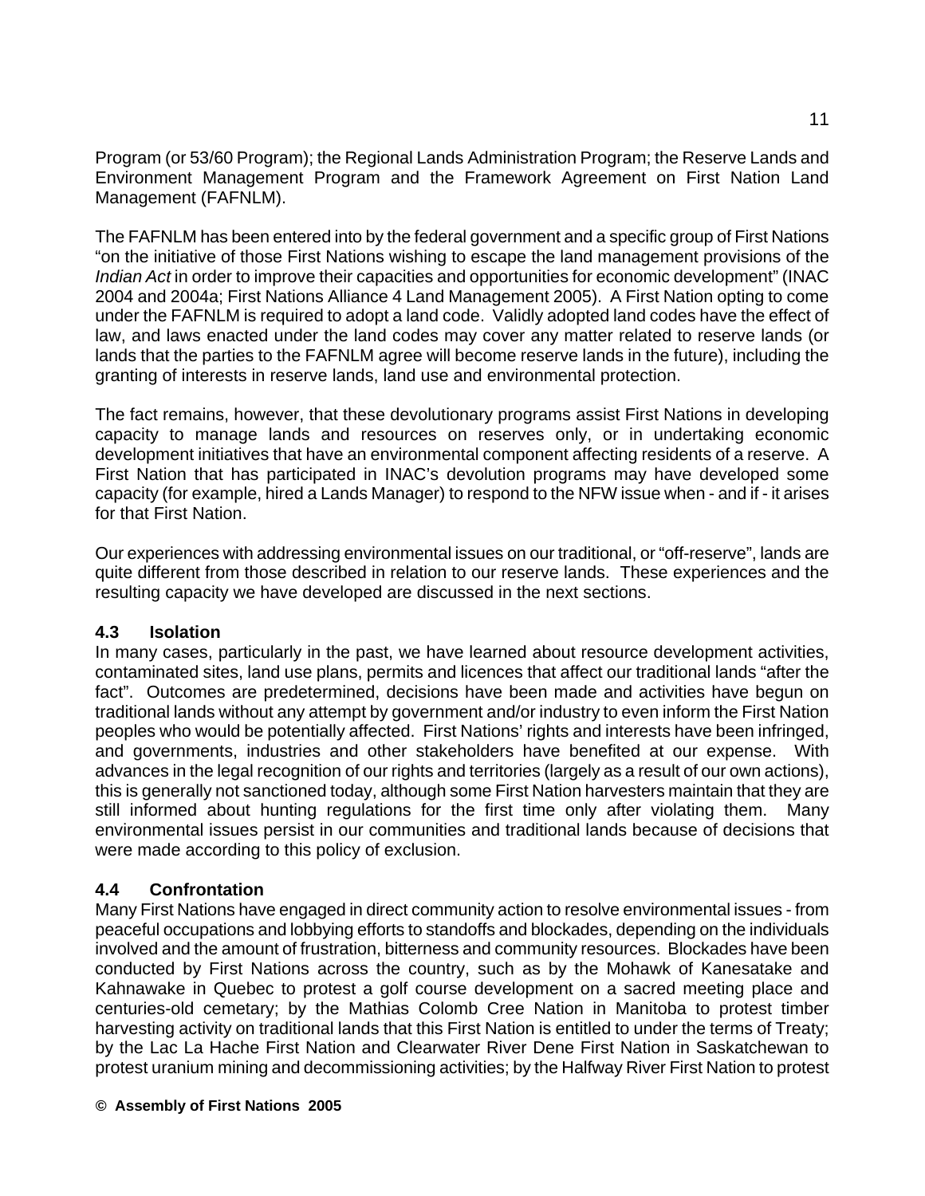Program (or 53/60 Program); the Regional Lands Administration Program; the Reserve Lands and Environment Management Program and the Framework Agreement on First Nation Land Management (FAFNLM).

The FAFNLM has been entered into by the federal government and a specific group of First Nations "on the initiative of those First Nations wishing to escape the land management provisions of the *Indian Act* in order to improve their capacities and opportunities for economic development" (INAC 2004 and 2004a; First Nations Alliance 4 Land Management 2005). A First Nation opting to come under the FAFNLM is required to adopt a land code. Validly adopted land codes have the effect of law, and laws enacted under the land codes may cover any matter related to reserve lands (or lands that the parties to the FAFNLM agree will become reserve lands in the future), including the granting of interests in reserve lands, land use and environmental protection.

The fact remains, however, that these devolutionary programs assist First Nations in developing capacity to manage lands and resources on reserves only, or in undertaking economic development initiatives that have an environmental component affecting residents of a reserve. A First Nation that has participated in INAC's devolution programs may have developed some capacity (for example, hired a Lands Manager) to respond to the NFW issue when - and if - it arises for that First Nation.

Our experiences with addressing environmental issues on our traditional, or "off-reserve", lands are quite different from those described in relation to our reserve lands. These experiences and the resulting capacity we have developed are discussed in the next sections.

### 4.3 Isolation

In many cases, particularly in the past, we have learned about resource development activities, contaminated sites, land use plans, permits and licences that affect our traditional lands "after the fact". Outcomes are predetermined, decisions have been made and activities have begun on traditional lands without any attempt by government and/or industry to even inform the First Nation peoples who would be potentially affected. First Nations' rights and interests have been infringed, and governments, industries and other stakeholders have benefited at our expense. With advances in the legal recognition of our rights and territories (largely as a result of our own actions), this is generally not sanctioned today, although some First Nation harvesters maintain that they are still informed about hunting regulations for the first time only after violating them. Many environmental issues persist in our communities and traditional lands because of decisions that were made according to this policy of exclusion.

### 4.4 Confrontation

Many First Nations have engaged in direct community action to resolve environmental issues - from peaceful occupations and lobbying efforts to standoffs and blockades, depending on the individuals involved and the amount of frustration, bitterness and community resources. Blockades have been conducted by First Nations across the country, such as by the Mohawk of Kanesatake and Kahnawake in Quebec to protest a golf course development on a sacred meeting place and centuries-old cemetary; by the Mathias Colomb Cree Nation in Manitoba to protest timber harvesting activity on traditional lands that this First Nation is entitled to under the terms of Treaty; by the Lac La Hache First Nation and Clearwater River Dene First Nation in Saskatchewan to protest uranium mining and decommissioning activities; by the Halfway River First Nation to protest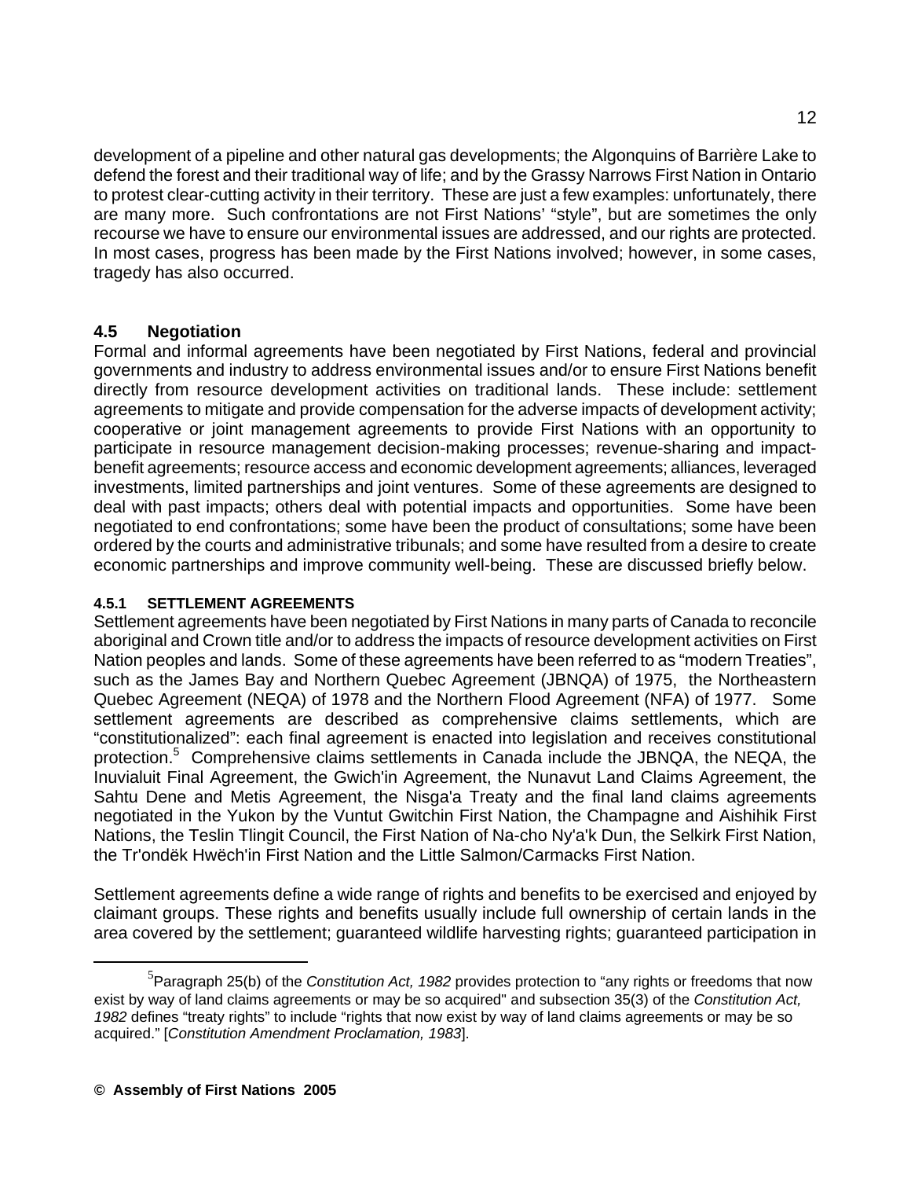development of a pipeline and other natural gas developments; the Algonquins of Barrière Lake to defend the forest and their traditional way of life; and by the Grassy Narrows First Nation in Ontario to protest clear-cutting activity in their territory. These are just a few examples: unfortunately, there are many more. Such confrontations are not First Nations' "style", but are sometimes the only recourse we have to ensure our environmental issues are addressed, and our rights are protected. In most cases, progress has been made by the First Nations involved; however, in some cases, tragedy has also occurred.

## 4.5 Negotiation

Formal and informal agreements have been negotiated by First Nations, federal and provincial governments and industry to address environmental issues and/or to ensure First Nations benefit directly from resource development activities on traditional lands. These include: settlement agreements to mitigate and provide compensation for the adverse impacts of development activity; cooperative or joint management agreements to provide First Nations with an opportunity to participate in resource management decision-making processes; revenue-sharing and impact-benefit agreements; resource access and economic development agreements; alliances, leveraged investments, limited partnerships and joint ventures. Some of these agreements are designed to deal with past impacts; others deal with potential impacts and opportunities. Some have been negotiated to end confrontations; some have been the product of consultations; some have been ordered by the courts and administrative tribunals; and some have resulted from a desire to create economic partnerships and improve community well-being. These are discussed briefly below.

### 4.5.1 SETTLEMENT AGREEMENTS

Settlement agreements have been negotiated by First Nations in many parts of Canada to reconcile aboriginal and Crown title and/or to address the impacts of resource development activities on First Nation peoples and lands. Some of these agreements have been referred to as "modern Treaties", such as the James Bay and Northern Quebec Agreement (JBNQA) of 1975, the Northeastern Quebec Agreement (NEQA) of 1978 and the Northern Flood Agreement (NFA) of 1977. Some settlement agreements are described as comprehensive claims settlements, which are "constitutionalized": each final agreement is enacted into legislation and receives constitutional protection.[5] Comprehensive claims settlements in Canada include the JBNQA, the NEQA, the Inuvialuit Final Agreement, the Gwich'in Agreement, the Nunavut Land Claims Agreement, the Sahtu Dene and Metis Agreement, the Nisga'a Treaty and the final land claims agreements negotiated in the Yukon by the Vuntut Gwitchin First Nation, the Champagne and Aishihik First Nations, the Teslin Tlingit Council, the First Nation of Na-cho Ny'a'k Dun, the Selkirk First Nation, the Tr'ondëk Hwëch'in First Nation and the Little Salmon/Carmacks First Nation.

Settlement agreements define a wide range of rights and benefits to be exercised and enjoyed by claimant groups. These rights and benefits usually include full ownership of certain lands in the area covered by the settlement; guaranteed wildlife harvesting rights; guaranteed participation in

---

[5] Paragraph 25(b) of the *Constitution Act, 1982* provides protection to "any rights or freedoms that now exist by way of land claims agreements or may be so acquired" and subsection 35(3) of the *Constitution Act, 1982* defines "treaty rights" to include "rights that now exist by way of land claims agreements or may be so acquired." [*Constitution Amendment Proclamation, 1983*].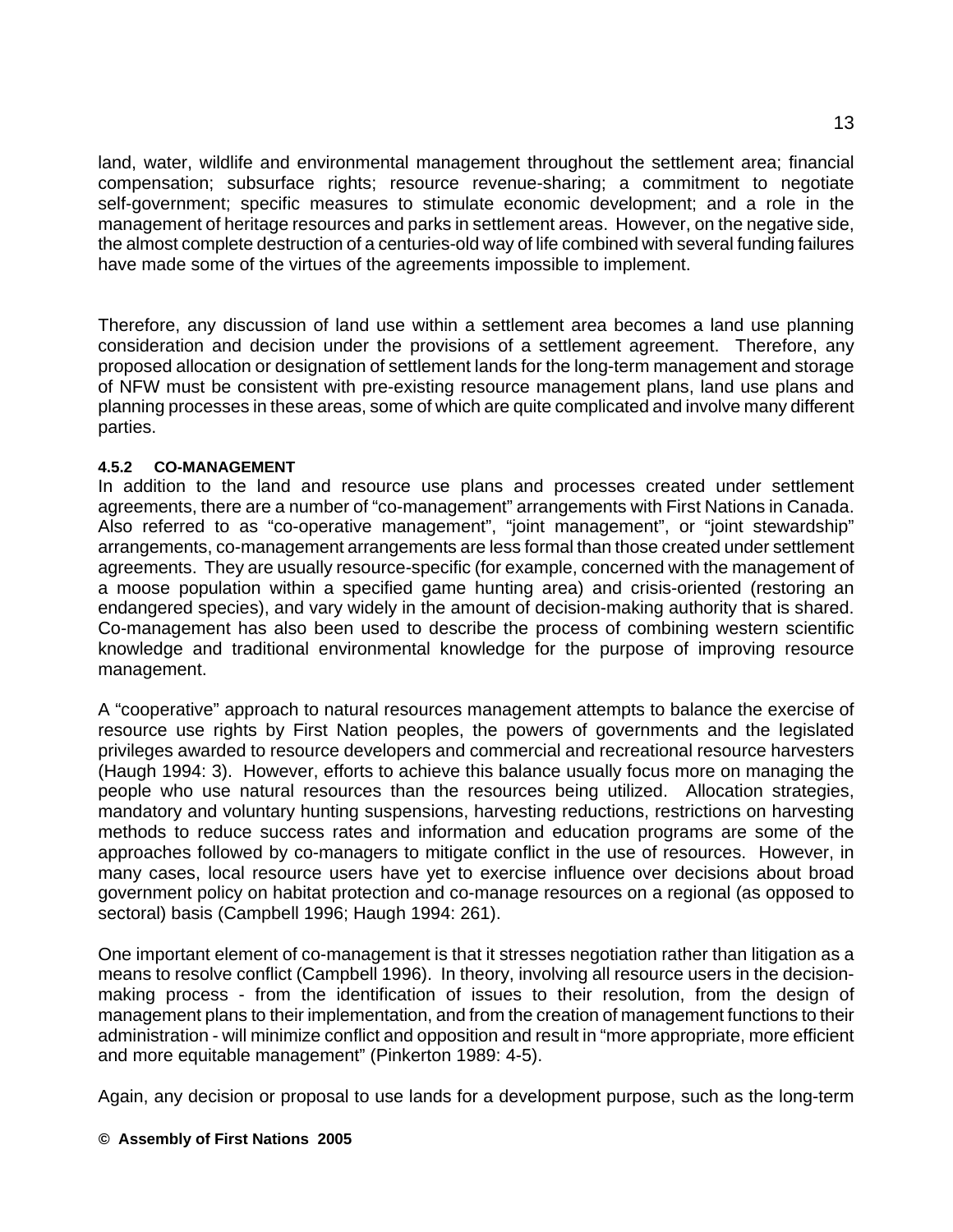land, water, wildlife and environmental management throughout the settlement area; financial compensation; subsurface rights; resource revenue-sharing; a commitment to negotiate self-government; specific measures to stimulate economic development; and a role in the management of heritage resources and parks in settlement areas. However, on the negative side, the almost complete destruction of a centuries-old way of life combined with several funding failures have made some of the virtues of the agreements impossible to implement.

Therefore, any discussion of land use within a settlement area becomes a land use planning consideration and decision under the provisions of a settlement agreement. Therefore, any proposed allocation or designation of settlement lands for the long-term management and storage of NFW must be consistent with pre-existing resource management plans, land use plans and planning processes in these areas, some of which are quite complicated and involve many different parties.

#### 4.5.2 CO-MANAGEMENT

In addition to the land and resource use plans and processes created under settlement agreements, there are a number of "co-management" arrangements with First Nations in Canada. Also referred to as "co-operative management", "joint management", or "joint stewardship" arrangements, co-management arrangements are less formal than those created under settlement agreements. They are usually resource-specific (for example, concerned with the management of a moose population within a specified game hunting area) and crisis-oriented (restoring an endangered species), and vary widely in the amount of decision-making authority that is shared. Co-management has also been used to describe the process of combining western scientific knowledge and traditional environmental knowledge for the purpose of improving resource management.

A "cooperative" approach to natural resources management attempts to balance the exercise of resource use rights by First Nation peoples, the powers of governments and the legislated privileges awarded to resource developers and commercial and recreational resource harvesters (Haugh 1994: 3). However, efforts to achieve this balance usually focus more on managing the people who use natural resources than the resources being utilized. Allocation strategies, mandatory and voluntary hunting suspensions, harvesting reductions, restrictions on harvesting methods to reduce success rates and information and education programs are some of the approaches followed by co-managers to mitigate conflict in the use of resources. However, in many cases, local resource users have yet to exercise influence over decisions about broad government policy on habitat protection and co-manage resources on a regional (as opposed to sectoral) basis (Campbell 1996; Haugh 1994: 261).

One important element of co-management is that it stresses negotiation rather than litigation as a means to resolve conflict (Campbell 1996). In theory, involving all resource users in the decision-making process - from the identification of issues to their resolution, from the design of management plans to their implementation, and from the creation of management functions to their administration - will minimize conflict and opposition and result in "more appropriate, more efficient and more equitable management" (Pinkerton 1989: 4-5).

Again, any decision or proposal to use lands for a development purpose, such as the long-term

**© Assembly of First Nations 2005**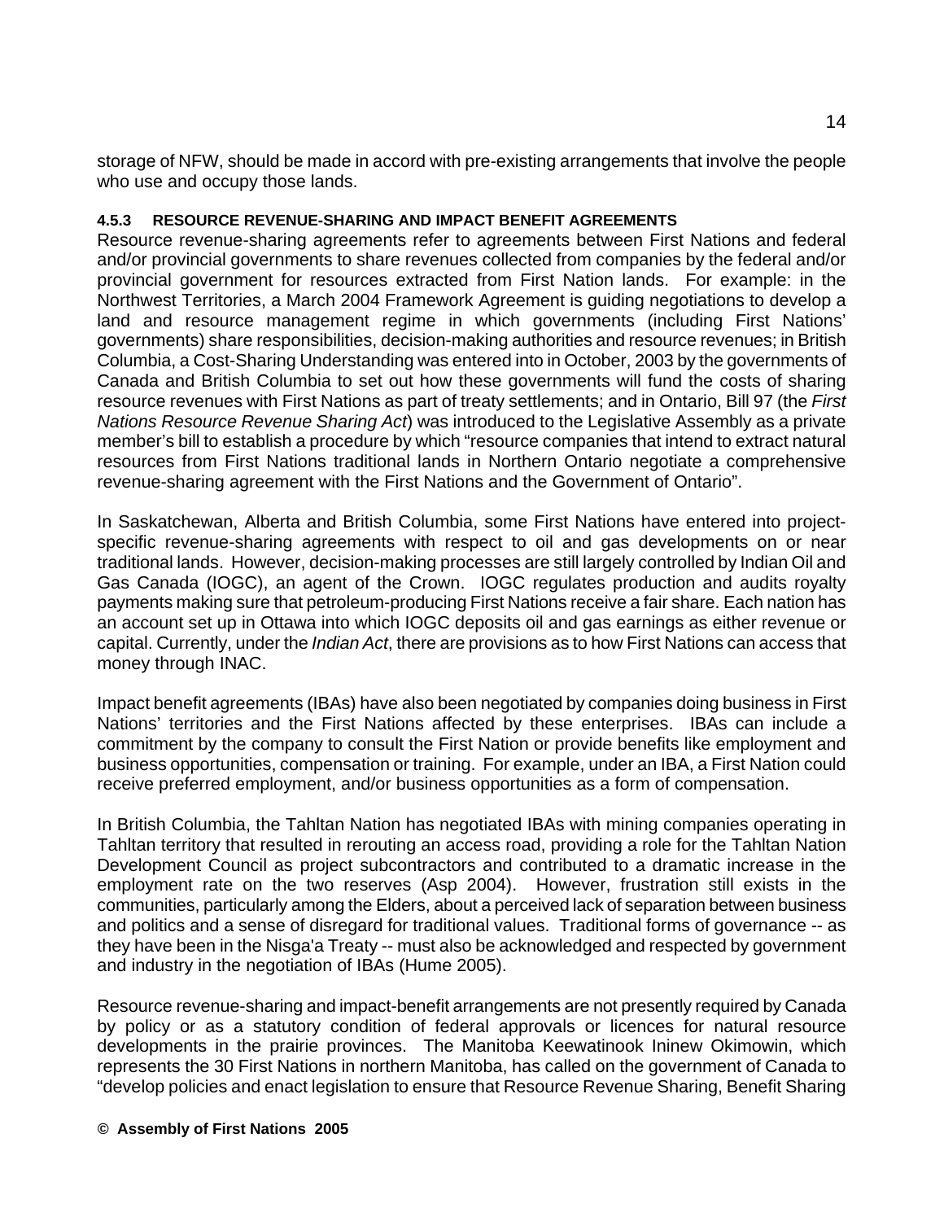storage of NFW, should be made in accord with pre-existing arrangements that involve the people who use and occupy those lands.

#### 4.5.3 RESOURCE REVENUE-SHARING AND IMPACT BENEFIT AGREEMENTS

Resource revenue-sharing agreements refer to agreements between First Nations and federal and/or provincial governments to share revenues collected from companies by the federal and/or provincial government for resources extracted from First Nation lands. For example: in the Northwest Territories, a March 2004 Framework Agreement is guiding negotiations to develop a land and resource management regime in which governments (including First Nations' governments) share responsibilities, decision-making authorities and resource revenues; in British Columbia, a Cost-Sharing Understanding was entered into in October, 2003 by the governments of Canada and British Columbia to set out how these governments will fund the costs of sharing resource revenues with First Nations as part of treaty settlements; and in Ontario, Bill 97 (the *First Nations Resource Revenue Sharing Act*) was introduced to the Legislative Assembly as a private member's bill to establish a procedure by which "resource companies that intend to extract natural resources from First Nations traditional lands in Northern Ontario negotiate a comprehensive revenue-sharing agreement with the First Nations and the Government of Ontario".

In Saskatchewan, Alberta and British Columbia, some First Nations have entered into project-specific revenue-sharing agreements with respect to oil and gas developments on or near traditional lands. However, decision-making processes are still largely controlled by Indian Oil and Gas Canada (IOGC), an agent of the Crown. IOGC regulates production and audits royalty payments making sure that petroleum-producing First Nations receive a fair share. Each nation has an account set up in Ottawa into which IOGC deposits oil and gas earnings as either revenue or capital. Currently, under the *Indian Act*, there are provisions as to how First Nations can access that money through INAC.

Impact benefit agreements (IBAs) have also been negotiated by companies doing business in First Nations' territories and the First Nations affected by these enterprises. IBAs can include a commitment by the company to consult the First Nation or provide benefits like employment and business opportunities, compensation or training. For example, under an IBA, a First Nation could receive preferred employment, and/or business opportunities as a form of compensation.

In British Columbia, the Tahltan Nation has negotiated IBAs with mining companies operating in Tahltan territory that resulted in rerouting an access road, providing a role for the Tahltan Nation Development Council as project subcontractors and contributed to a dramatic increase in the employment rate on the two reserves (Asp 2004). However, frustration still exists in the communities, particularly among the Elders, about a perceived lack of separation between business and politics and a sense of disregard for traditional values. Traditional forms of governance -- as they have been in the Nisga'a Treaty -- must also be acknowledged and respected by government and industry in the negotiation of IBAs (Hume 2005).

Resource revenue-sharing and impact-benefit arrangements are not presently required by Canada by policy or as a statutory condition of federal approvals or licences for natural resource developments in the prairie provinces. The Manitoba Keewatinook Ininew Okimowin, which represents the 30 First Nations in northern Manitoba, has called on the government of Canada to "develop policies and enact legislation to ensure that Resource Revenue Sharing, Benefit Sharing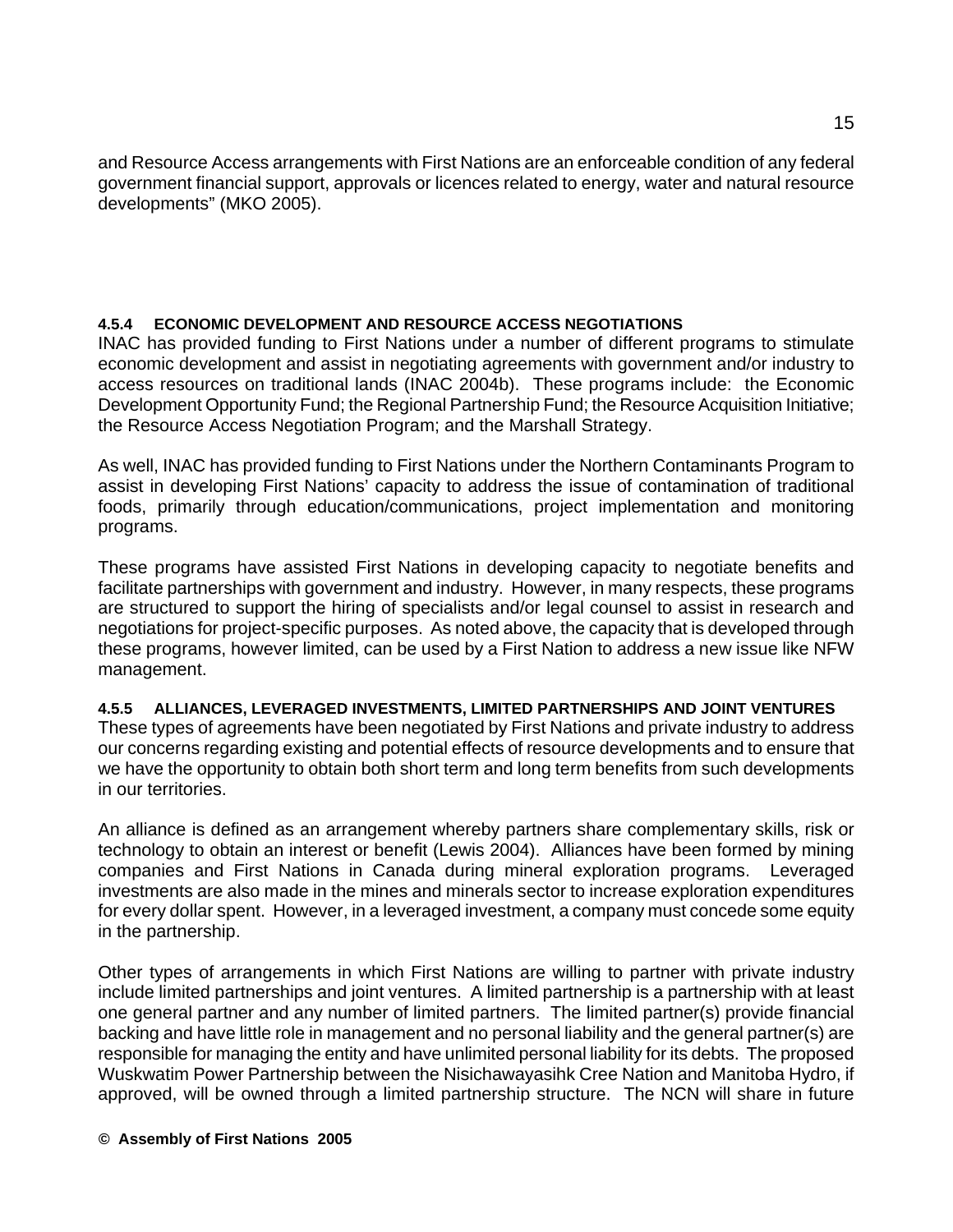and Resource Access arrangements with First Nations are an enforceable condition of any federal government financial support, approvals or licences related to energy, water and natural resource developments" (MKO 2005).

#### 4.5.4 ECONOMIC DEVELOPMENT AND RESOURCE ACCESS NEGOTIATIONS

INAC has provided funding to First Nations under a number of different programs to stimulate economic development and assist in negotiating agreements with government and/or industry to access resources on traditional lands (INAC 2004b). These programs include: the Economic Development Opportunity Fund; the Regional Partnership Fund; the Resource Acquisition Initiative; the Resource Access Negotiation Program; and the Marshall Strategy.

As well, INAC has provided funding to First Nations under the Northern Contaminants Program to assist in developing First Nations' capacity to address the issue of contamination of traditional foods, primarily through education/communications, project implementation and monitoring programs.

These programs have assisted First Nations in developing capacity to negotiate benefits and facilitate partnerships with government and industry. However, in many respects, these programs are structured to support the hiring of specialists and/or legal counsel to assist in research and negotiations for project-specific purposes. As noted above, the capacity that is developed through these programs, however limited, can be used by a First Nation to address a new issue like NFW management.

#### 4.5.5 ALLIANCES, LEVERAGED INVESTMENTS, LIMITED PARTNERSHIPS AND JOINT VENTURES

These types of agreements have been negotiated by First Nations and private industry to address our concerns regarding existing and potential effects of resource developments and to ensure that we have the opportunity to obtain both short term and long term benefits from such developments in our territories.

An alliance is defined as an arrangement whereby partners share complementary skills, risk or technology to obtain an interest or benefit (Lewis 2004). Alliances have been formed by mining companies and First Nations in Canada during mineral exploration programs. Leveraged investments are also made in the mines and minerals sector to increase exploration expenditures for every dollar spent. However, in a leveraged investment, a company must concede some equity in the partnership.

Other types of arrangements in which First Nations are willing to partner with private industry include limited partnerships and joint ventures. A limited partnership is a partnership with at least one general partner and any number of limited partners. The limited partner(s) provide financial backing and have little role in management and no personal liability and the general partner(s) are responsible for managing the entity and have unlimited personal liability for its debts. The proposed Wuskwatim Power Partnership between the Nisichawayasihk Cree Nation and Manitoba Hydro, if approved, will be owned through a limited partnership structure. The NCN will share in future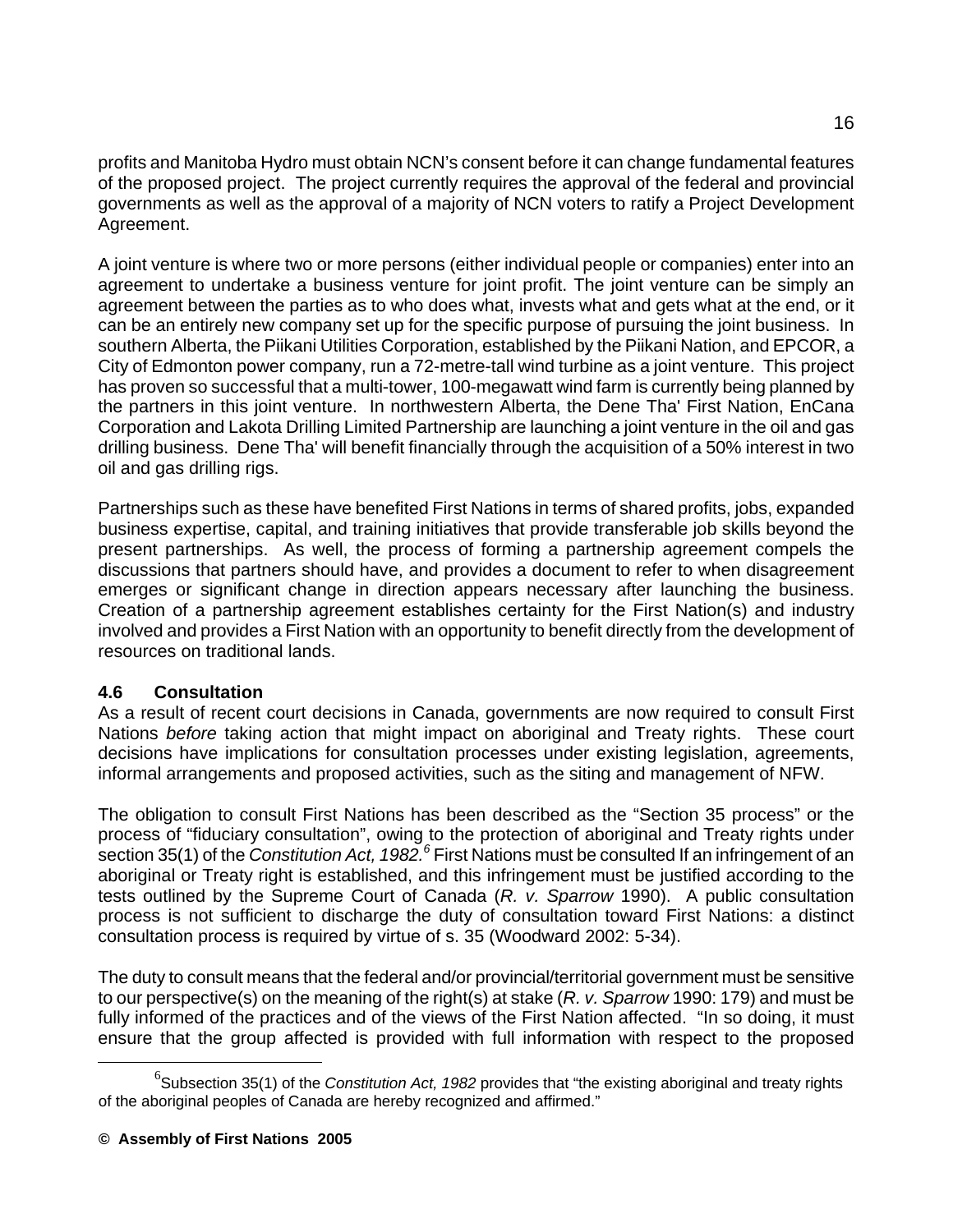profits and Manitoba Hydro must obtain NCN's consent before it can change fundamental features of the proposed project. The project currently requires the approval of the federal and provincial governments as well as the approval of a majority of NCN voters to ratify a Project Development Agreement.

A joint venture is where two or more persons (either individual people or companies) enter into an agreement to undertake a business venture for joint profit. The joint venture can be simply an agreement between the parties as to who does what, invests what and gets what at the end, or it can be an entirely new company set up for the specific purpose of pursuing the joint business. In southern Alberta, the Piikani Utilities Corporation, established by the Piikani Nation, and EPCOR, a City of Edmonton power company, run a 72-metre-tall wind turbine as a joint venture. This project has proven so successful that a multi-tower, 100-megawatt wind farm is currently being planned by the partners in this joint venture. In northwestern Alberta, the Dene Tha' First Nation, EnCana Corporation and Lakota Drilling Limited Partnership are launching a joint venture in the oil and gas drilling business. Dene Tha' will benefit financially through the acquisition of a 50% interest in two oil and gas drilling rigs.

Partnerships such as these have benefited First Nations in terms of shared profits, jobs, expanded business expertise, capital, and training initiatives that provide transferable job skills beyond the present partnerships. As well, the process of forming a partnership agreement compels the discussions that partners should have, and provides a document to refer to when disagreement emerges or significant change in direction appears necessary after launching the business. Creation of a partnership agreement establishes certainty for the First Nation(s) and industry involved and provides a First Nation with an opportunity to benefit directly from the development of resources on traditional lands.

### 4.6 Consultation

As a result of recent court decisions in Canada, governments are now required to consult First Nations *before* taking action that might impact on aboriginal and Treaty rights. These court decisions have implications for consultation processes under existing legislation, agreements, informal arrangements and proposed activities, such as the siting and management of NFW.

The obligation to consult First Nations has been described as the "Section 35 process" or the process of "fiduciary consultation", owing to the protection of aboriginal and Treaty rights under section 35(1) of the *Constitution Act, 1982.*[6] First Nations must be consulted If an infringement of an aboriginal or Treaty right is established, and this infringement must be justified according to the tests outlined by the Supreme Court of Canada (*R. v. Sparrow* 1990). A public consultation process is not sufficient to discharge the duty of consultation toward First Nations: a distinct consultation process is required by virtue of s. 35 (Woodward 2002: 5-34).

The duty to consult means that the federal and/or provincial/territorial government must be sensitive to our perspective(s) on the meaning of the right(s) at stake (*R. v. Sparrow* 1990: 179) and must be fully informed of the practices and of the views of the First Nation affected. "In so doing, it must ensure that the group affected is provided with full information with respect to the proposed

---

[6] Subsection 35(1) of the *Constitution Act, 1982* provides that "the existing aboriginal and treaty rights of the aboriginal peoples of Canada are hereby recognized and affirmed."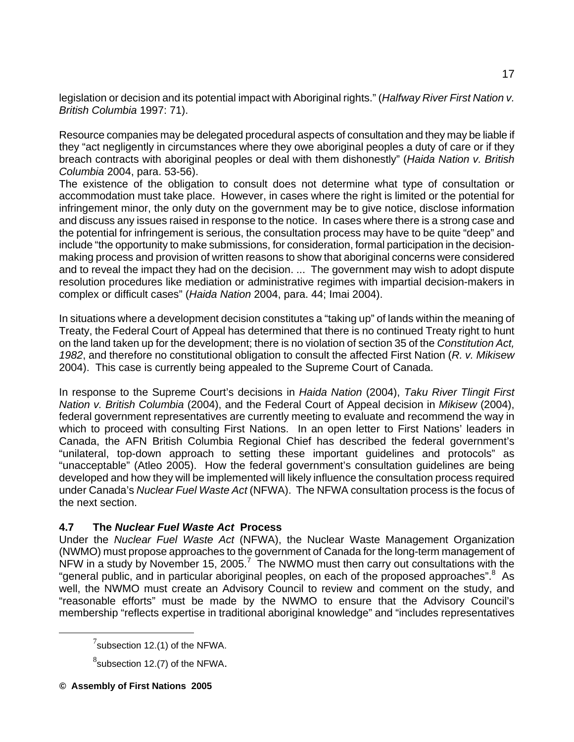legislation or decision and its potential impact with Aboriginal rights." (*Halfway River First Nation v. British Columbia* 1997: 71).

Resource companies may be delegated procedural aspects of consultation and they may be liable if they "act negligently in circumstances where they owe aboriginal peoples a duty of care or if they breach contracts with aboriginal peoples or deal with them dishonestly" (*Haida Nation v. British Columbia* 2004, para. 53-56).

The existence of the obligation to consult does not determine what type of consultation or accommodation must take place. However, in cases where the right is limited or the potential for infringement minor, the only duty on the government may be to give notice, disclose information and discuss any issues raised in response to the notice. In cases where there is a strong case and the potential for infringement is serious, the consultation process may have to be quite "deep" and include "the opportunity to make submissions, for consideration, formal participation in the decision-making process and provision of written reasons to show that aboriginal concerns were considered and to reveal the impact they had on the decision. ... The government may wish to adopt dispute resolution procedures like mediation or administrative regimes with impartial decision-makers in complex or difficult cases" (*Haida Nation* 2004, para. 44; Imai 2004).

In situations where a development decision constitutes a "taking up" of lands within the meaning of Treaty, the Federal Court of Appeal has determined that there is no continued Treaty right to hunt on the land taken up for the development; there is no violation of section 35 of the *Constitution Act, 1982*, and therefore no constitutional obligation to consult the affected First Nation (*R. v. Mikisew* 2004). This case is currently being appealed to the Supreme Court of Canada.

In response to the Supreme Court's decisions in *Haida Nation* (2004), *Taku River Tlingit First Nation v. British Columbia* (2004), and the Federal Court of Appeal decision in *Mikisew* (2004), federal government representatives are currently meeting to evaluate and recommend the way in which to proceed with consulting First Nations. In an open letter to First Nations' leaders in Canada, the AFN British Columbia Regional Chief has described the federal government's "unilateral, top-down approach to setting these important guidelines and protocols" as "unacceptable" (Atleo 2005). How the federal government's consultation guidelines are being developed and how they will be implemented will likely influence the consultation process required under Canada's *Nuclear Fuel Waste Act* (NFWA). The NFWA consultation process is the focus of the next section.

### 4.7 The *Nuclear Fuel Waste Act* Process

Under the *Nuclear Fuel Waste Act* (NFWA), the Nuclear Waste Management Organization (NWMO) must propose approaches to the government of Canada for the long-term management of NFW in a study by November 15, 2005.[7] The NWMO must then carry out consultations with the "general public, and in particular aboriginal peoples, on each of the proposed approaches".[8] As well, the NWMO must create an Advisory Council to review and comment on the study, and "reasonable efforts" must be made by the NWMO to ensure that the Advisory Council's membership "reflects expertise in traditional aboriginal knowledge" and "includes representatives

[7] subsection 12.(1) of the NFWA.

[8] subsection 12.(7) of the NFWA.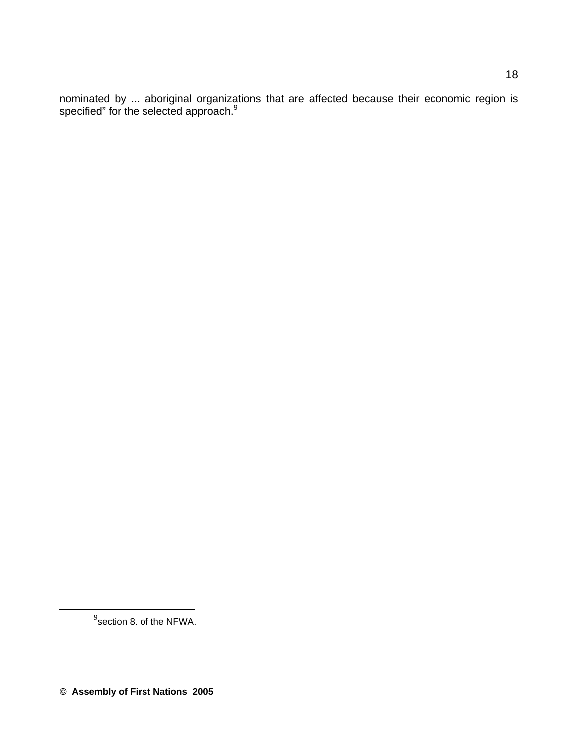nominated by ... aboriginal organizations that are affected because their economic region is specified" for the selected approach.[9]

---

[9] section 8. of the NFWA.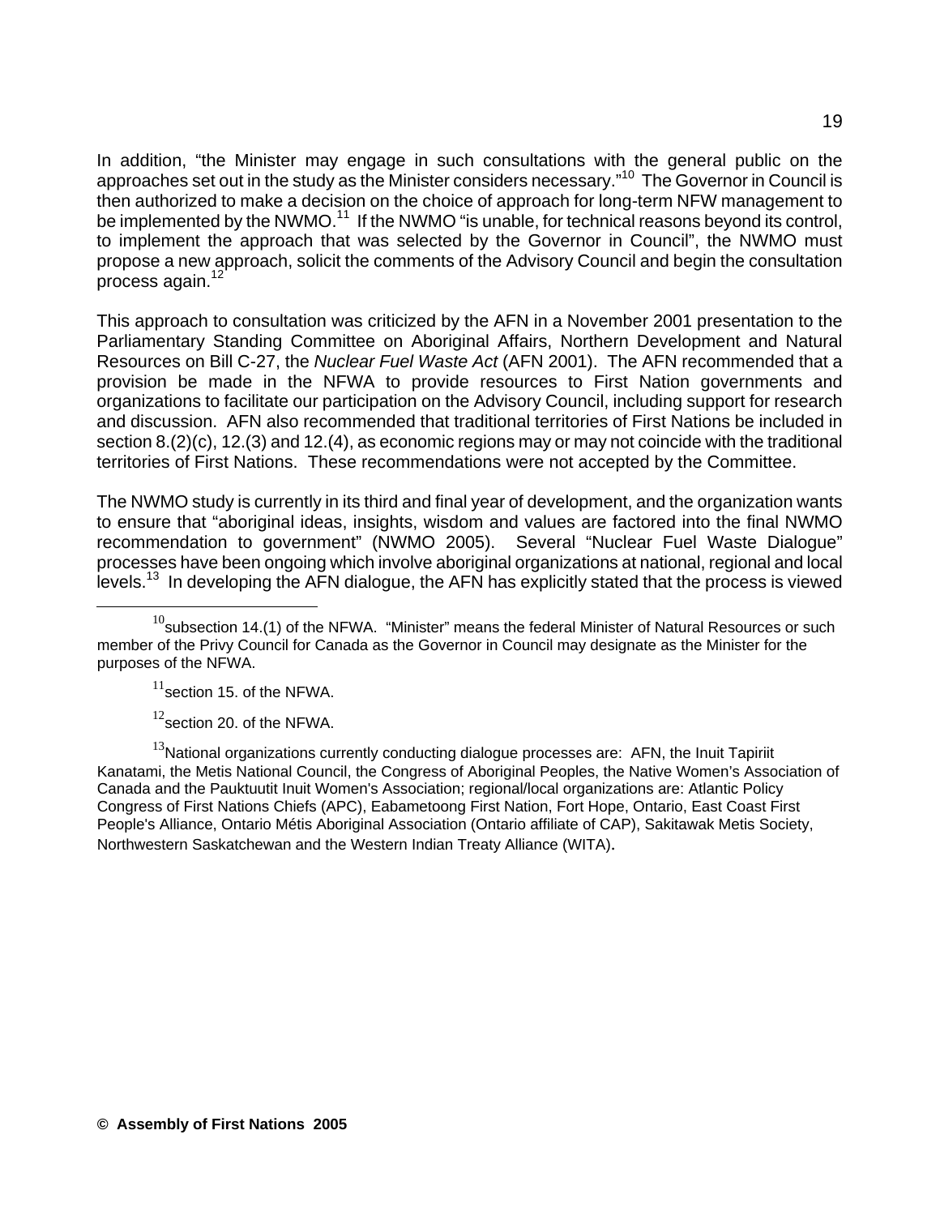In addition, "the Minister may engage in such consultations with the general public on the approaches set out in the study as the Minister considers necessary."[10] The Governor in Council is then authorized to make a decision on the choice of approach for long-term NFW management to be implemented by the NWMO.[11] If the NWMO "is unable, for technical reasons beyond its control, to implement the approach that was selected by the Governor in Council", the NWMO must propose a new approach, solicit the comments of the Advisory Council and begin the consultation process again.[12]

This approach to consultation was criticized by the AFN in a November 2001 presentation to the Parliamentary Standing Committee on Aboriginal Affairs, Northern Development and Natural Resources on Bill C-27, the *Nuclear Fuel Waste Act* (AFN 2001). The AFN recommended that a provision be made in the NFWA to provide resources to First Nation governments and organizations to facilitate our participation on the Advisory Council, including support for research and discussion. AFN also recommended that traditional territories of First Nations be included in section 8.(2)(c), 12.(3) and 12.(4), as economic regions may or may not coincide with the traditional territories of First Nations. These recommendations were not accepted by the Committee.

The NWMO study is currently in its third and final year of development, and the organization wants to ensure that "aboriginal ideas, insights, wisdom and values are factored into the final NWMO recommendation to government" (NWMO 2005). Several "Nuclear Fuel Waste Dialogue" processes have been ongoing which involve aboriginal organizations at national, regional and local levels.[13] In developing the AFN dialogue, the AFN has explicitly stated that the process is viewed

---

[10] subsection 14.(1) of the NFWA. "Minister" means the federal Minister of Natural Resources or such member of the Privy Council for Canada as the Governor in Council may designate as the Minister for the purposes of the NFWA.

[11] section 15. of the NFWA.

[12] section 20. of the NFWA.

[13] National organizations currently conducting dialogue processes are: AFN, the Inuit Tapiriit Kanatami, the Metis National Council, the Congress of Aboriginal Peoples, the Native Women's Association of Canada and the Pauktuutit Inuit Women's Association; regional/local organizations are: Atlantic Policy Congress of First Nations Chiefs (APC), Eabametoong First Nation, Fort Hope, Ontario, East Coast First People's Alliance, Ontario Métis Aboriginal Association (Ontario affiliate of CAP), Sakitawak Metis Society, Northwestern Saskatchewan and the Western Indian Treaty Alliance (WITA).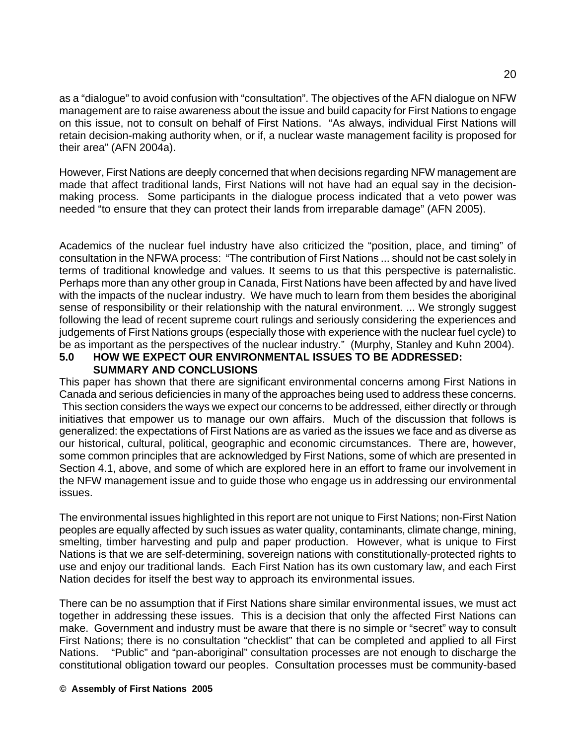as a "dialogue" to avoid confusion with "consultation". The objectives of the AFN dialogue on NFW management are to raise awareness about the issue and build capacity for First Nations to engage on this issue, not to consult on behalf of First Nations. "As always, individual First Nations will retain decision-making authority when, or if, a nuclear waste management facility is proposed for their area" (AFN 2004a).

However, First Nations are deeply concerned that when decisions regarding NFW management are made that affect traditional lands, First Nations will not have had an equal say in the decision-making process. Some participants in the dialogue process indicated that a veto power was needed "to ensure that they can protect their lands from irreparable damage" (AFN 2005).

Academics of the nuclear fuel industry have also criticized the "position, place, and timing" of consultation in the NFWA process: "The contribution of First Nations ... should not be cast solely in terms of traditional knowledge and values. It seems to us that this perspective is paternalistic. Perhaps more than any other group in Canada, First Nations have been affected by and have lived with the impacts of the nuclear industry. We have much to learn from them besides the aboriginal sense of responsibility or their relationship with the natural environment. ... We strongly suggest following the lead of recent supreme court rulings and seriously considering the experiences and judgements of First Nations groups (especially those with experience with the nuclear fuel cycle) to be as important as the perspectives of the nuclear industry." (Murphy, Stanley and Kuhn 2004).

## 5.0 HOW WE EXPECT OUR ENVIRONMENTAL ISSUES TO BE ADDRESSED: SUMMARY AND CONCLUSIONS

This paper has shown that there are significant environmental concerns among First Nations in Canada and serious deficiencies in many of the approaches being used to address these concerns. This section considers the ways we expect our concerns to be addressed, either directly or through initiatives that empower us to manage our own affairs. Much of the discussion that follows is generalized: the expectations of First Nations are as varied as the issues we face and as diverse as our historical, cultural, political, geographic and economic circumstances. There are, however, some common principles that are acknowledged by First Nations, some of which are presented in Section 4.1, above, and some of which are explored here in an effort to frame our involvement in the NFW management issue and to guide those who engage us in addressing our environmental issues.

The environmental issues highlighted in this report are not unique to First Nations; non-First Nation peoples are equally affected by such issues as water quality, contaminants, climate change, mining, smelting, timber harvesting and pulp and paper production. However, what is unique to First Nations is that we are self-determining, sovereign nations with constitutionally-protected rights to use and enjoy our traditional lands. Each First Nation has its own customary law, and each First Nation decides for itself the best way to approach its environmental issues.

There can be no assumption that if First Nations share similar environmental issues, we must act together in addressing these issues. This is a decision that only the affected First Nations can make. Government and industry must be aware that there is no simple or "secret" way to consult First Nations; there is no consultation "checklist" that can be completed and applied to all First Nations. "Public" and "pan-aboriginal" consultation processes are not enough to discharge the constitutional obligation toward our peoples. Consultation processes must be community-based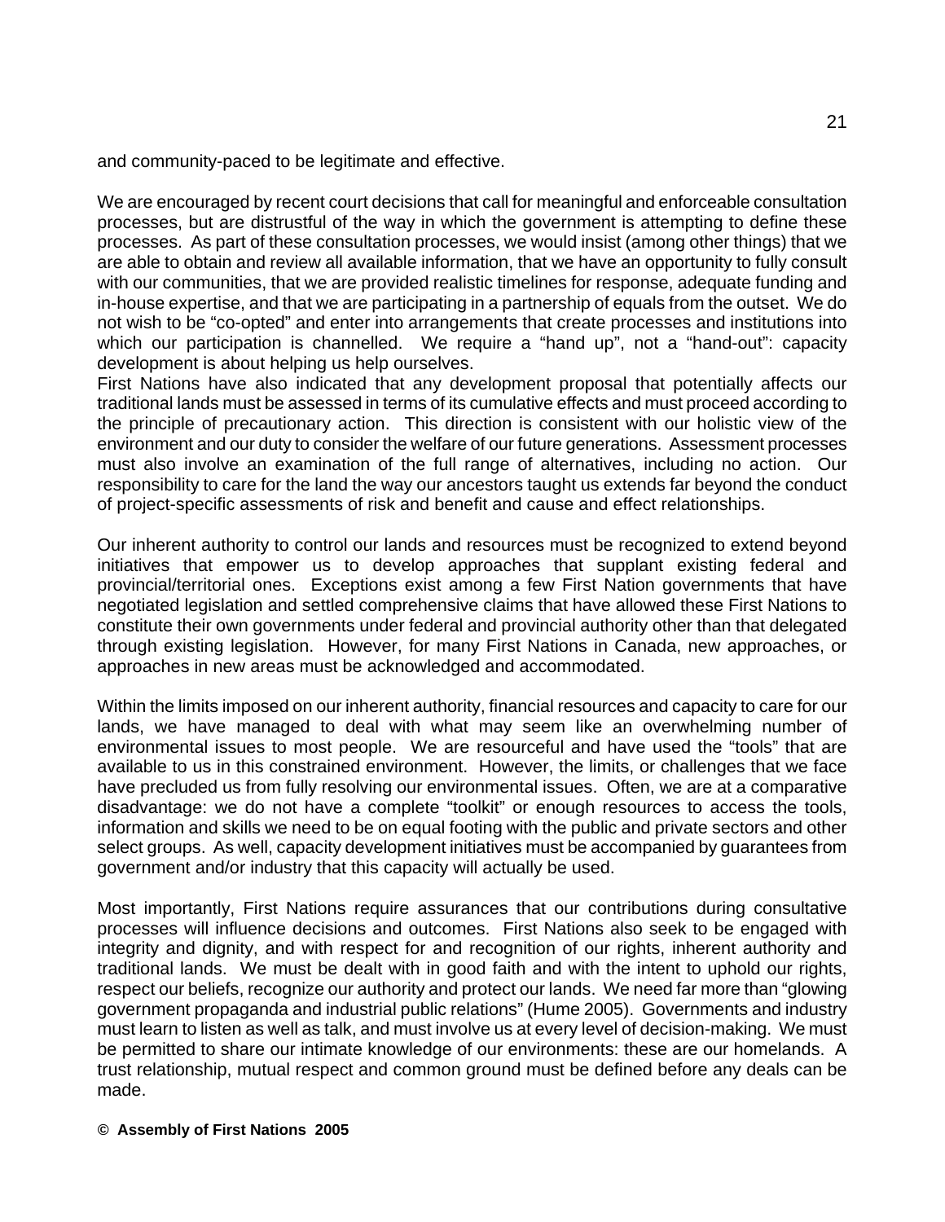and community-paced to be legitimate and effective.

We are encouraged by recent court decisions that call for meaningful and enforceable consultation processes, but are distrustful of the way in which the government is attempting to define these processes. As part of these consultation processes, we would insist (among other things) that we are able to obtain and review all available information, that we have an opportunity to fully consult with our communities, that we are provided realistic timelines for response, adequate funding and in-house expertise, and that we are participating in a partnership of equals from the outset. We do not wish to be "co-opted" and enter into arrangements that create processes and institutions into which our participation is channelled. We require a "hand up", not a "hand-out": capacity development is about helping us help ourselves.

First Nations have also indicated that any development proposal that potentially affects our traditional lands must be assessed in terms of its cumulative effects and must proceed according to the principle of precautionary action. This direction is consistent with our holistic view of the environment and our duty to consider the welfare of our future generations. Assessment processes must also involve an examination of the full range of alternatives, including no action. Our responsibility to care for the land the way our ancestors taught us extends far beyond the conduct of project-specific assessments of risk and benefit and cause and effect relationships.

Our inherent authority to control our lands and resources must be recognized to extend beyond initiatives that empower us to develop approaches that supplant existing federal and provincial/territorial ones. Exceptions exist among a few First Nation governments that have negotiated legislation and settled comprehensive claims that have allowed these First Nations to constitute their own governments under federal and provincial authority other than that delegated through existing legislation. However, for many First Nations in Canada, new approaches, or approaches in new areas must be acknowledged and accommodated.

Within the limits imposed on our inherent authority, financial resources and capacity to care for our lands, we have managed to deal with what may seem like an overwhelming number of environmental issues to most people. We are resourceful and have used the "tools" that are available to us in this constrained environment. However, the limits, or challenges that we face have precluded us from fully resolving our environmental issues. Often, we are at a comparative disadvantage: we do not have a complete "toolkit" or enough resources to access the tools, information and skills we need to be on equal footing with the public and private sectors and other select groups. As well, capacity development initiatives must be accompanied by guarantees from government and/or industry that this capacity will actually be used.

Most importantly, First Nations require assurances that our contributions during consultative processes will influence decisions and outcomes. First Nations also seek to be engaged with integrity and dignity, and with respect for and recognition of our rights, inherent authority and traditional lands. We must be dealt with in good faith and with the intent to uphold our rights, respect our beliefs, recognize our authority and protect our lands. We need far more than "glowing government propaganda and industrial public relations" (Hume 2005). Governments and industry must learn to listen as well as talk, and must involve us at every level of decision-making. We must be permitted to share our intimate knowledge of our environments: these are our homelands. A trust relationship, mutual respect and common ground must be defined before any deals can be made.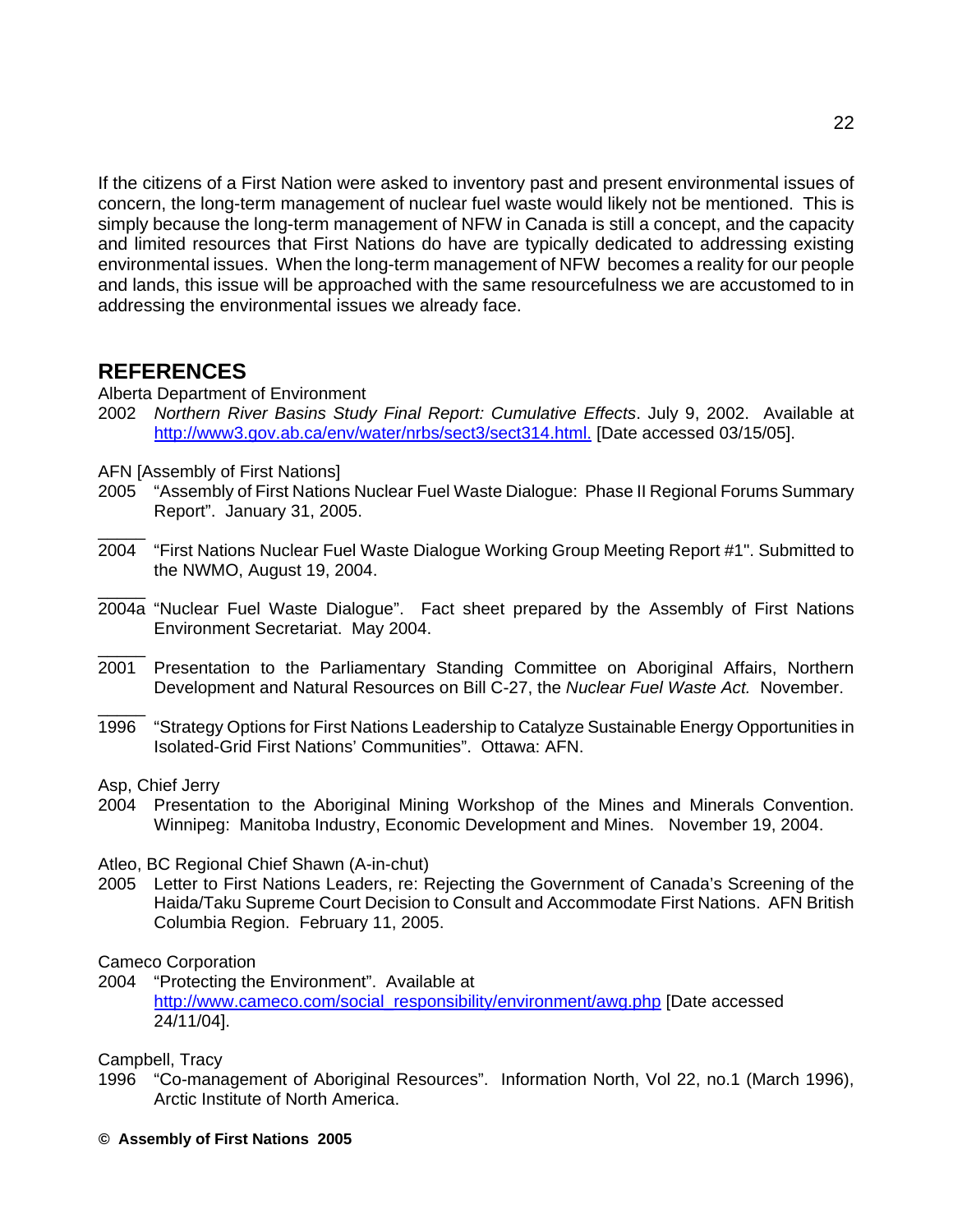If the citizens of a First Nation were asked to inventory past and present environmental issues of concern, the long-term management of nuclear fuel waste would likely not be mentioned. This is simply because the long-term management of NFW in Canada is still a concept, and the capacity and limited resources that First Nations do have are typically dedicated to addressing existing environmental issues. When the long-term management of NFW becomes a reality for our people and lands, this issue will be approached with the same resourcefulness we are accustomed to in addressing the environmental issues we already face.

## REFERENCES

Alberta Department of Environment

2002 *Northern River Basins Study Final Report: Cumulative Effects*. July 9, 2002. Available at http://www3.gov.ab.ca/env/water/nrbs/sect3/sect314.html. [Date accessed 03/15/05].

AFN [Assembly of First Nations]

2005 "Assembly of First Nations Nuclear Fuel Waste Dialogue: Phase II Regional Forums Summary Report". January 31, 2005.

_____
2004 "First Nations Nuclear Fuel Waste Dialogue Working Group Meeting Report #1". Submitted to the NWMO, August 19, 2004.

_____
2004a "Nuclear Fuel Waste Dialogue". Fact sheet prepared by the Assembly of First Nations Environment Secretariat. May 2004.

_____
2001 Presentation to the Parliamentary Standing Committee on Aboriginal Affairs, Northern Development and Natural Resources on Bill C-27, the *Nuclear Fuel Waste Act.* November.

_____
1996 "Strategy Options for First Nations Leadership to Catalyze Sustainable Energy Opportunities in Isolated-Grid First Nations' Communities". Ottawa: AFN.

Asp, Chief Jerry

2004 Presentation to the Aboriginal Mining Workshop of the Mines and Minerals Convention. Winnipeg: Manitoba Industry, Economic Development and Mines. November 19, 2004.

Atleo, BC Regional Chief Shawn (A-in-chut)

2005 Letter to First Nations Leaders, re: Rejecting the Government of Canada's Screening of the Haida/Taku Supreme Court Decision to Consult and Accommodate First Nations. AFN British Columbia Region. February 11, 2005.

Cameco Corporation

2004 "Protecting the Environment". Available at http://www.cameco.com/social_responsibility/environment/awg.php [Date accessed 24/11/04].

Campbell, Tracy

1996 "Co-management of Aboriginal Resources". Information North, Vol 22, no.1 (March 1996), Arctic Institute of North America.

**© Assembly of First Nations 2005**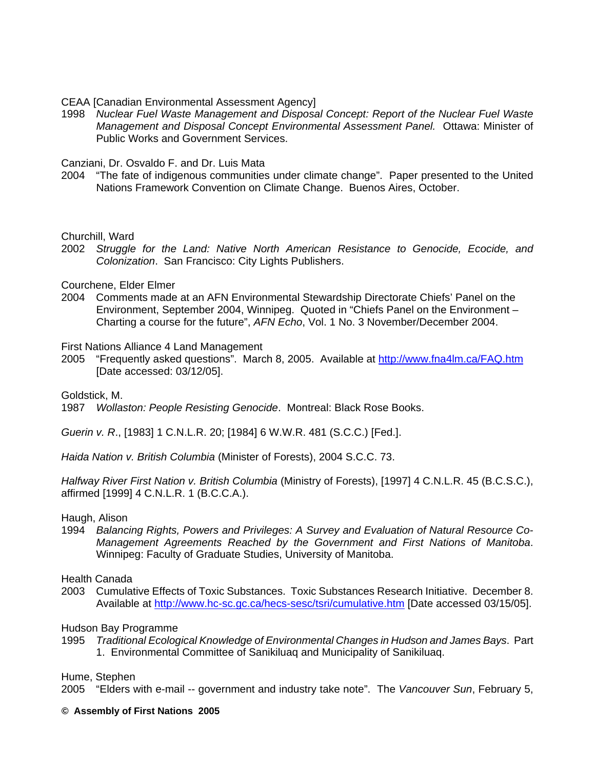CEAA [Canadian Environmental Assessment Agency]
1998 *Nuclear Fuel Waste Management and Disposal Concept: Report of the Nuclear Fuel Waste Management and Disposal Concept Environmental Assessment Panel.* Ottawa: Minister of Public Works and Government Services.

Canziani, Dr. Osvaldo F. and Dr. Luis Mata
2004 "The fate of indigenous communities under climate change". Paper presented to the United Nations Framework Convention on Climate Change. Buenos Aires, October.

Churchill, Ward
2002 *Struggle for the Land: Native North American Resistance to Genocide, Ecocide, and Colonization*. San Francisco: City Lights Publishers.

Courchene, Elder Elmer
2004 Comments made at an AFN Environmental Stewardship Directorate Chiefs' Panel on the Environment, September 2004, Winnipeg. Quoted in "Chiefs Panel on the Environment – Charting a course for the future", *AFN Echo*, Vol. 1 No. 3 November/December 2004.

First Nations Alliance 4 Land Management
2005 "Frequently asked questions". March 8, 2005. Available at http://www.fna4lm.ca/FAQ.htm [Date accessed: 03/12/05].

Goldstick, M.
1987 *Wollaston: People Resisting Genocide*. Montreal: Black Rose Books.

*Guerin v. R*., [1983] 1 C.N.L.R. 20; [1984] 6 W.W.R. 481 (S.C.C.) [Fed.].

*Haida Nation v. British Columbia* (Minister of Forests), 2004 S.C.C. 73.

*Halfway River First Nation v. British Columbia* (Ministry of Forests), [1997] 4 C.N.L.R. 45 (B.C.S.C.), affirmed [1999] 4 C.N.L.R. 1 (B.C.C.A.).

Haugh, Alison
1994 *Balancing Rights, Powers and Privileges: A Survey and Evaluation of Natural Resource Co-Management Agreements Reached by the Government and First Nations of Manitoba*. Winnipeg: Faculty of Graduate Studies, University of Manitoba.

Health Canada
2003 Cumulative Effects of Toxic Substances. Toxic Substances Research Initiative. December 8. Available at http://www.hc-sc.gc.ca/hecs-sesc/tsri/cumulative.htm [Date accessed 03/15/05].

Hudson Bay Programme
1995 *Traditional Ecological Knowledge of Environmental Changes in Hudson and James Bays*. Part 1. Environmental Committee of Sanikiluaq and Municipality of Sanikiluaq.

Hume, Stephen
2005 "Elders with e-mail -- government and industry take note". The *Vancouver Sun*, February 5,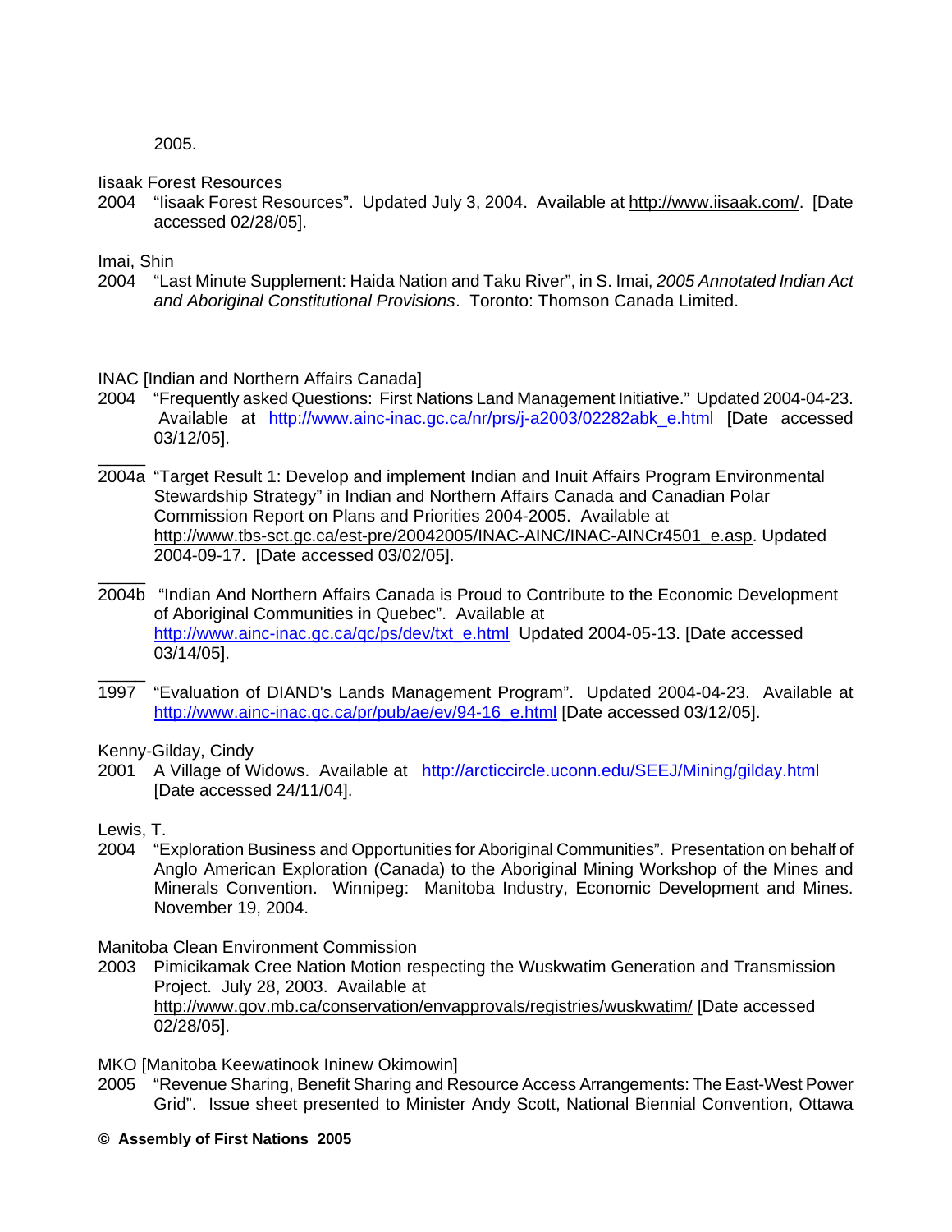2005.

Iisaak Forest Resources

2004 "Iisaak Forest Resources". Updated July 3, 2004. Available at http://www.iisaak.com/. [Date accessed 02/28/05].

Imai, Shin

2004 "Last Minute Supplement: Haida Nation and Taku River", in S. Imai, *2005 Annotated Indian Act and Aboriginal Constitutional Provisions*. Toronto: Thomson Canada Limited.

INAC [Indian and Northern Affairs Canada]

2004 "Frequently asked Questions: First Nations Land Management Initiative." Updated 2004-04-23. Available at http://www.ainc-inac.gc.ca/nr/prs/j-a2003/02282abk_e.html [Date accessed 03/12/05].

_____
2004a "Target Result 1: Develop and implement Indian and Inuit Affairs Program Environmental Stewardship Strategy" in Indian and Northern Affairs Canada and Canadian Polar Commission Report on Plans and Priorities 2004-2005. Available at http://www.tbs-sct.gc.ca/est-pre/20042005/INAC-AINC/INAC-AINCr4501_e.asp. Updated 2004-09-17. [Date accessed 03/02/05].

_____
2004b "Indian And Northern Affairs Canada is Proud to Contribute to the Economic Development of Aboriginal Communities in Quebec". Available at http://www.ainc-inac.gc.ca/qc/ps/dev/txt_e.html Updated 2004-05-13. [Date accessed 03/14/05].

_____
1997 "Evaluation of DIAND's Lands Management Program". Updated 2004-04-23. Available at http://www.ainc-inac.gc.ca/pr/pub/ae/ev/94-16_e.html [Date accessed 03/12/05].

Kenny-Gilday, Cindy

2001 A Village of Widows. Available at http://arcticcircle.uconn.edu/SEEJ/Mining/gilday.html [Date accessed 24/11/04].

Lewis, T.

2004 "Exploration Business and Opportunities for Aboriginal Communities". Presentation on behalf of Anglo American Exploration (Canada) to the Aboriginal Mining Workshop of the Mines and Minerals Convention. Winnipeg: Manitoba Industry, Economic Development and Mines. November 19, 2004.

Manitoba Clean Environment Commission

2003 Pimicikamak Cree Nation Motion respecting the Wuskwatim Generation and Transmission Project. July 28, 2003. Available at http://www.gov.mb.ca/conservation/envapprovals/registries/wuskwatim/ [Date accessed 02/28/05].

MKO [Manitoba Keewatinook Ininew Okimowin]

2005 "Revenue Sharing, Benefit Sharing and Resource Access Arrangements: The East-West Power Grid". Issue sheet presented to Minister Andy Scott, National Biennial Convention, Ottawa

**© Assembly of First Nations 2005**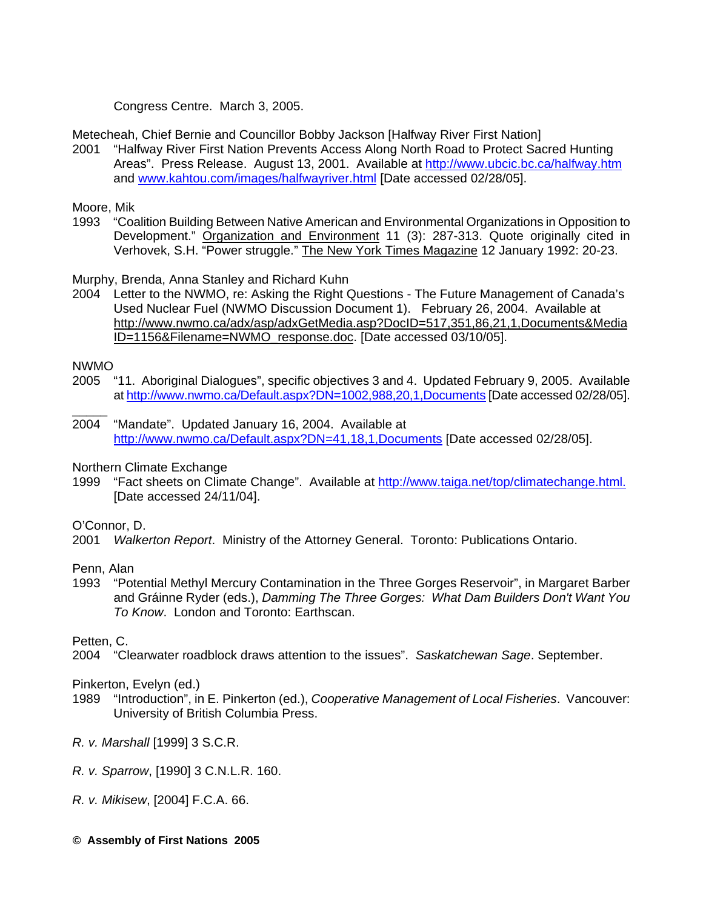Congress Centre. March 3, 2005.

Metecheah, Chief Bernie and Councillor Bobby Jackson [Halfway River First Nation]
2001 "Halfway River First Nation Prevents Access Along North Road to Protect Sacred Hunting Areas". Press Release. August 13, 2001. Available at http://www.ubcic.bc.ca/halfway.htm and www.kahtou.com/images/halfwayriver.html [Date accessed 02/28/05].

Moore, Mik
1993 "Coalition Building Between Native American and Environmental Organizations in Opposition to Development." Organization and Environment 11 (3): 287-313. Quote originally cited in Verhovek, S.H. "Power struggle." The New York Times Magazine 12 January 1992: 20-23.

Murphy, Brenda, Anna Stanley and Richard Kuhn
2004 Letter to the NWMO, re: Asking the Right Questions - The Future Management of Canada's Used Nuclear Fuel (NWMO Discussion Document 1). February 26, 2004. Available at http://www.nwmo.ca/adx/asp/adxGetMedia.asp?DocID=517,351,86,21,1,Documents&MediaID=1156&Filename=NWMO_response.doc. [Date accessed 03/10/05].

NWMO
2005 "11. Aboriginal Dialogues", specific objectives 3 and 4. Updated February 9, 2005. Available at http://www.nwmo.ca/Default.aspx?DN=1002,988,20,1,Documents [Date accessed 02/28/05].

_____
2004 "Mandate". Updated January 16, 2004. Available at http://www.nwmo.ca/Default.aspx?DN=41,18,1,Documents [Date accessed 02/28/05].

Northern Climate Exchange
1999 "Fact sheets on Climate Change". Available at http://www.taiga.net/top/climatechange.html. [Date accessed 24/11/04].

O'Connor, D.
2001 *Walkerton Report*. Ministry of the Attorney General. Toronto: Publications Ontario.

Penn, Alan
1993 "Potential Methyl Mercury Contamination in the Three Gorges Reservoir", in Margaret Barber and Gráinne Ryder (eds.), *Damming The Three Gorges: What Dam Builders Don't Want You To Know*. London and Toronto: Earthscan.

Petten, C.
2004 "Clearwater roadblock draws attention to the issues". *Saskatchewan Sage*. September.

Pinkerton, Evelyn (ed.)
1989 "Introduction", in E. Pinkerton (ed.), *Cooperative Management of Local Fisheries*. Vancouver: University of British Columbia Press.

*R. v. Marshall* [1999] 3 S.C.R.

*R. v. Sparrow*, [1990] 3 C.N.L.R. 160.

*R. v. Mikisew*, [2004] F.C.A. 66.

**© Assembly of First Nations 2005**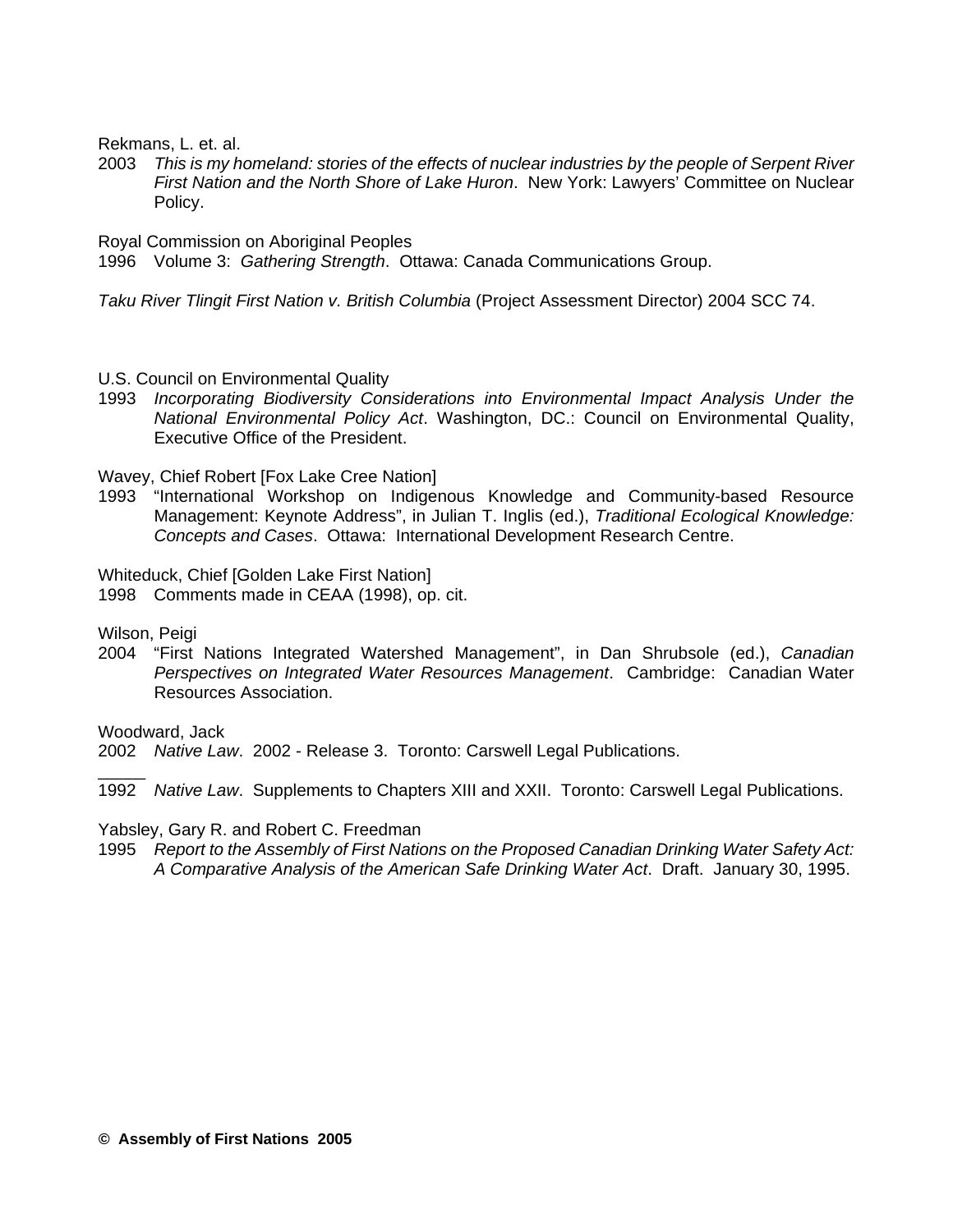Rekmans, L. et. al.

2003 *This is my homeland: stories of the effects of nuclear industries by the people of Serpent River First Nation and the North Shore of Lake Huron*. New York: Lawyers' Committee on Nuclear Policy.

Royal Commission on Aboriginal Peoples

1996 Volume 3: *Gathering Strength*. Ottawa: Canada Communications Group.

*Taku River Tlingit First Nation v. British Columbia* (Project Assessment Director) 2004 SCC 74.

U.S. Council on Environmental Quality

1993 *Incorporating Biodiversity Considerations into Environmental Impact Analysis Under the National Environmental Policy Act*. Washington, DC.: Council on Environmental Quality, Executive Office of the President.

Wavey, Chief Robert [Fox Lake Cree Nation]

1993 "International Workshop on Indigenous Knowledge and Community-based Resource Management: Keynote Address", in Julian T. Inglis (ed.), *Traditional Ecological Knowledge: Concepts and Cases*. Ottawa: International Development Research Centre.

Whiteduck, Chief [Golden Lake First Nation]

1998 Comments made in CEAA (1998), op. cit.

Wilson, Peigi

2004 "First Nations Integrated Watershed Management", in Dan Shrubsole (ed.), *Canadian Perspectives on Integrated Water Resources Management*. Cambridge: Canadian Water Resources Association.

Woodward, Jack

2002 *Native Law*. 2002 - Release 3. Toronto: Carswell Legal Publications.

_____

1992 *Native Law*. Supplements to Chapters XIII and XXII. Toronto: Carswell Legal Publications.

Yabsley, Gary R. and Robert C. Freedman

1995 *Report to the Assembly of First Nations on the Proposed Canadian Drinking Water Safety Act: A Comparative Analysis of the American Safe Drinking Water Act*. Draft. January 30, 1995.